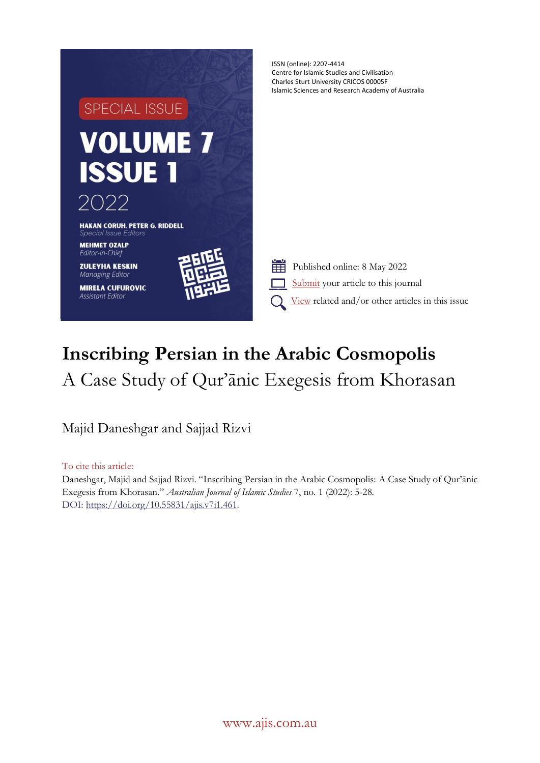SPECIAL ISSUE

VOLUME 7
ISSUE 1
2022

HAKAN CORUH, PETER G. RIDDELL
*Special Issue Editors*

MEHMET OZALP
*Editor-in-Chief*

ZULEYHA KESKIN
*Managing Editor*

MIRELA CUFUROVIC
*Assistant Editor*

ISSN (online): 2207-4414
Centre for Islamic Studies and Civilisation
Charles Sturt University CRICOS 00005F
Islamic Sciences and Research Academy of Australia

Published online: 8 May 2022

Submit your article to this journal

View related and/or other articles in this issue

# Inscribing Persian in the Arabic Cosmopolis

## A Case Study of Qur'ānic Exegesis from Khorasan

Majid Daneshgar and Sajjad Rizvi

To cite this article:

Daneshgar, Majid and Sajjad Rizvi. "Inscribing Persian in the Arabic Cosmopolis: A Case Study of Qur'ānic Exegesis from Khorasan." *Australian Journal of Islamic Studies* 7, no. 1 (2022): 5-28.
DOI: https://doi.org/10.55831/ajis.v7i1.461.

www.ajis.com.au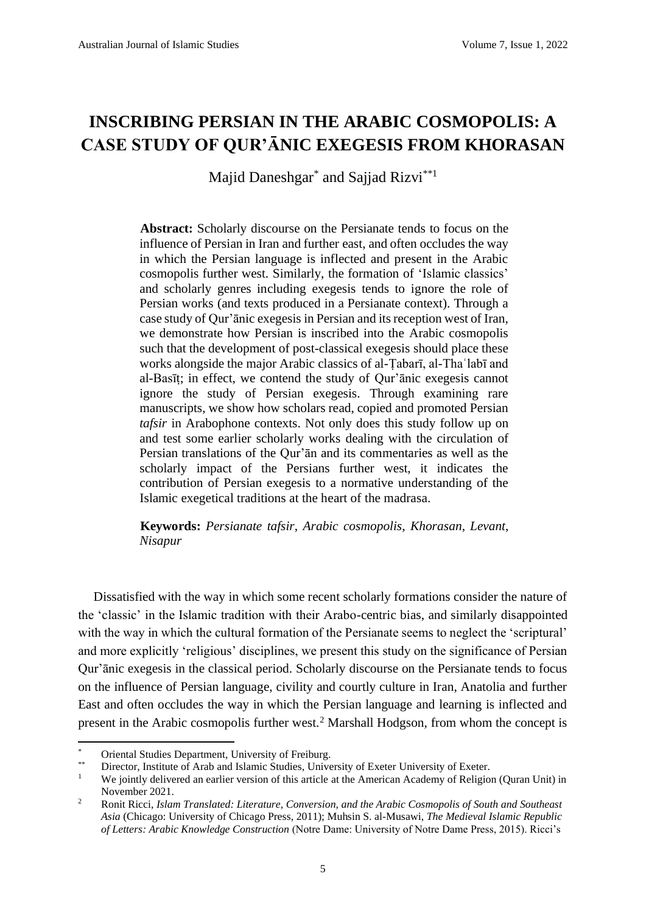# INSCRIBING PERSIAN IN THE ARABIC COSMOPOLIS: A CASE STUDY OF QUR'ĀNIC EXEGESIS FROM KHORASAN

Majid Daneshgar* and Sajjad Rizvi**[1]

**Abstract:** Scholarly discourse on the Persianate tends to focus on the influence of Persian in Iran and further east, and often occludes the way in which the Persian language is inflected and present in the Arabic cosmopolis further west. Similarly, the formation of 'Islamic classics' and scholarly genres including exegesis tends to ignore the role of Persian works (and texts produced in a Persianate context). Through a case study of Qur'ānic exegesis in Persian and its reception west of Iran, we demonstrate how Persian is inscribed into the Arabic cosmopolis such that the development of post-classical exegesis should place these works alongside the major Arabic classics of al-Ṭabarī, al-Thaʿlabī and al-Basīṭ; in effect, we contend the study of Qur'ānic exegesis cannot ignore the study of Persian exegesis. Through examining rare manuscripts, we show how scholars read, copied and promoted Persian *tafsir* in Arabophone contexts. Not only does this study follow up on and test some earlier scholarly works dealing with the circulation of Persian translations of the Qur'ān and its commentaries as well as the scholarly impact of the Persians further west, it indicates the contribution of Persian exegesis to a normative understanding of the Islamic exegetical traditions at the heart of the madrasa.

**Keywords:** *Persianate tafsir*, *Arabic cosmopolis*, *Khorasan*, *Levant*, *Nisapur*

Dissatisfied with the way in which some recent scholarly formations consider the nature of the 'classic' in the Islamic tradition with their Arabo-centric bias, and similarly disappointed with the way in which the cultural formation of the Persianate seems to neglect the 'scriptural' and more explicitly 'religious' disciplines, we present this study on the significance of Persian Qur'ānic exegesis in the classical period. Scholarly discourse on the Persianate tends to focus on the influence of Persian language, civility and courtly culture in Iran, Anatolia and further East and often occludes the way in which the Persian language and learning is inflected and present in the Arabic cosmopolis further west.[2] Marshall Hodgson, from whom the concept is

---

\* Oriental Studies Department, University of Freiburg.

\*\* Director, Institute of Arab and Islamic Studies, University of Exeter University of Exeter.

[1] We jointly delivered an earlier version of this article at the American Academy of Religion (Quran Unit) in November 2021.

[2] Ronit Ricci, *Islam Translated: Literature, Conversion, and the Arabic Cosmopolis of South and Southeast Asia* (Chicago: University of Chicago Press, 2011); Muhsin S. al-Musawi, *The Medieval Islamic Republic of Letters: Arabic Knowledge Construction* (Notre Dame: University of Notre Dame Press, 2015). Ricci's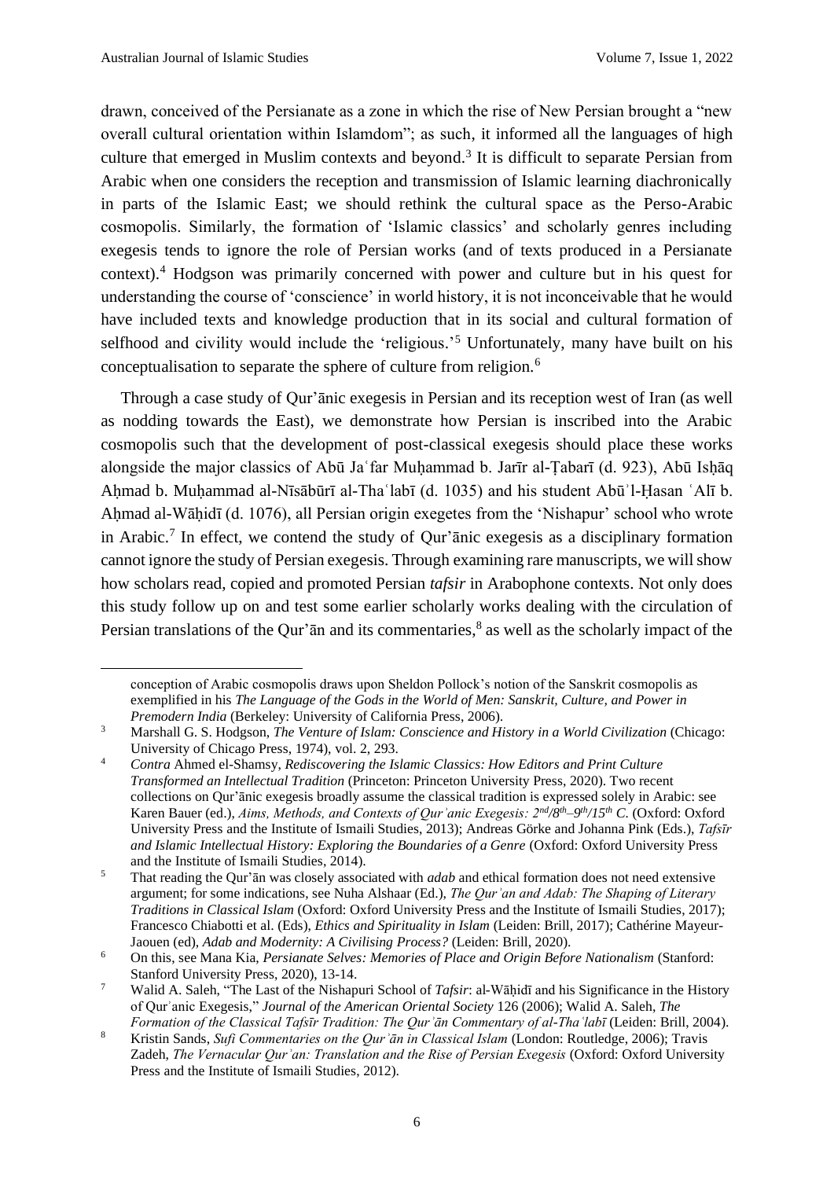drawn, conceived of the Persianate as a zone in which the rise of New Persian brought a "new overall cultural orientation within Islamdom"; as such, it informed all the languages of high culture that emerged in Muslim contexts and beyond.[3] It is difficult to separate Persian from Arabic when one considers the reception and transmission of Islamic learning diachronically in parts of the Islamic East; we should rethink the cultural space as the Perso-Arabic cosmopolis. Similarly, the formation of 'Islamic classics' and scholarly genres including exegesis tends to ignore the role of Persian works (and of texts produced in a Persianate context).[4] Hodgson was primarily concerned with power and culture but in his quest for understanding the course of 'conscience' in world history, it is not inconceivable that he would have included texts and knowledge production that in its social and cultural formation of selfhood and civility would include the 'religious.'[5] Unfortunately, many have built on his conceptualisation to separate the sphere of culture from religion.[6]

Through a case study of Qur'ānic exegesis in Persian and its reception west of Iran (as well as nodding towards the East), we demonstrate how Persian is inscribed into the Arabic cosmopolis such that the development of post-classical exegesis should place these works alongside the major classics of Abū Jaʿfar Muḥammad b. Jarīr al-Ṭabarī (d. 923), Abū Isḥāq Aḥmad b. Muḥammad al-Nīsābūrī al-Thaʿlabī (d. 1035) and his student Abūʾl-Ḥasan ʿAlī b. Aḥmad al-Wāḥidī (d. 1076), all Persian origin exegetes from the 'Nishapur' school who wrote in Arabic.[7] In effect, we contend the study of Qur'ānic exegesis as a disciplinary formation cannot ignore the study of Persian exegesis. Through examining rare manuscripts, we will show how scholars read, copied and promoted Persian *tafsir* in Arabophone contexts. Not only does this study follow up on and test some earlier scholarly works dealing with the circulation of Persian translations of the Qur'ān and its commentaries,[8] as well as the scholarly impact of the

---

conception of Arabic cosmopolis draws upon Sheldon Pollock's notion of the Sanskrit cosmopolis as exemplified in his *The Language of the Gods in the World of Men: Sanskrit, Culture, and Power in Premodern India* (Berkeley: University of California Press, 2006).

[3] Marshall G. S. Hodgson, *The Venture of Islam: Conscience and History in a World Civilization* (Chicago: University of Chicago Press, 1974), vol. 2, 293.

[4] *Contra* Ahmed el-Shamsy, *Rediscovering the Islamic Classics: How Editors and Print Culture Transformed an Intellectual Tradition* (Princeton: Princeton University Press, 2020). Two recent collections on Qur'ānic exegesis broadly assume the classical tradition is expressed solely in Arabic: see Karen Bauer (ed.), *Aims, Methods, and Contexts of Qurʾanic Exegesis: 2nd/8th–9th/15th C.* (Oxford: Oxford University Press and the Institute of Ismaili Studies, 2013); Andreas Görke and Johanna Pink (Eds.), *Tafsīr and Islamic Intellectual History: Exploring the Boundaries of a Genre* (Oxford: Oxford University Press and the Institute of Ismaili Studies, 2014).

[5] That reading the Qur'ān was closely associated with *adab* and ethical formation does not need extensive argument; for some indications, see Nuha Alshaar (Ed.), *The Qurʾan and Adab: The Shaping of Literary Traditions in Classical Islam* (Oxford: Oxford University Press and the Institute of Ismaili Studies, 2017); Francesco Chiabotti et al. (Eds), *Ethics and Spirituality in Islam* (Leiden: Brill, 2017); Cathérine Mayeur-Jaouen (ed), *Adab and Modernity: A Civilising Process?* (Leiden: Brill, 2020).

[6] On this, see Mana Kia, *Persianate Selves: Memories of Place and Origin Before Nationalism* (Stanford: Stanford University Press, 2020), 13-14.

[7] Walid A. Saleh, "The Last of the Nishapuri School of *Tafsir*: al-Wāḥidī and his Significance in the History of Qurʾanic Exegesis," *Journal of the American Oriental Society* 126 (2006); Walid A. Saleh, *The Formation of the Classical Tafsīr Tradition: The Qurʾān Commentary of al-Thaʿlabī* (Leiden: Brill, 2004).

[8] Kristin Sands, *Sufi Commentaries on the Qurʾān in Classical Islam* (London: Routledge, 2006); Travis Zadeh, *The Vernacular Qurʾan: Translation and the Rise of Persian Exegesis* (Oxford: Oxford University Press and the Institute of Ismaili Studies, 2012).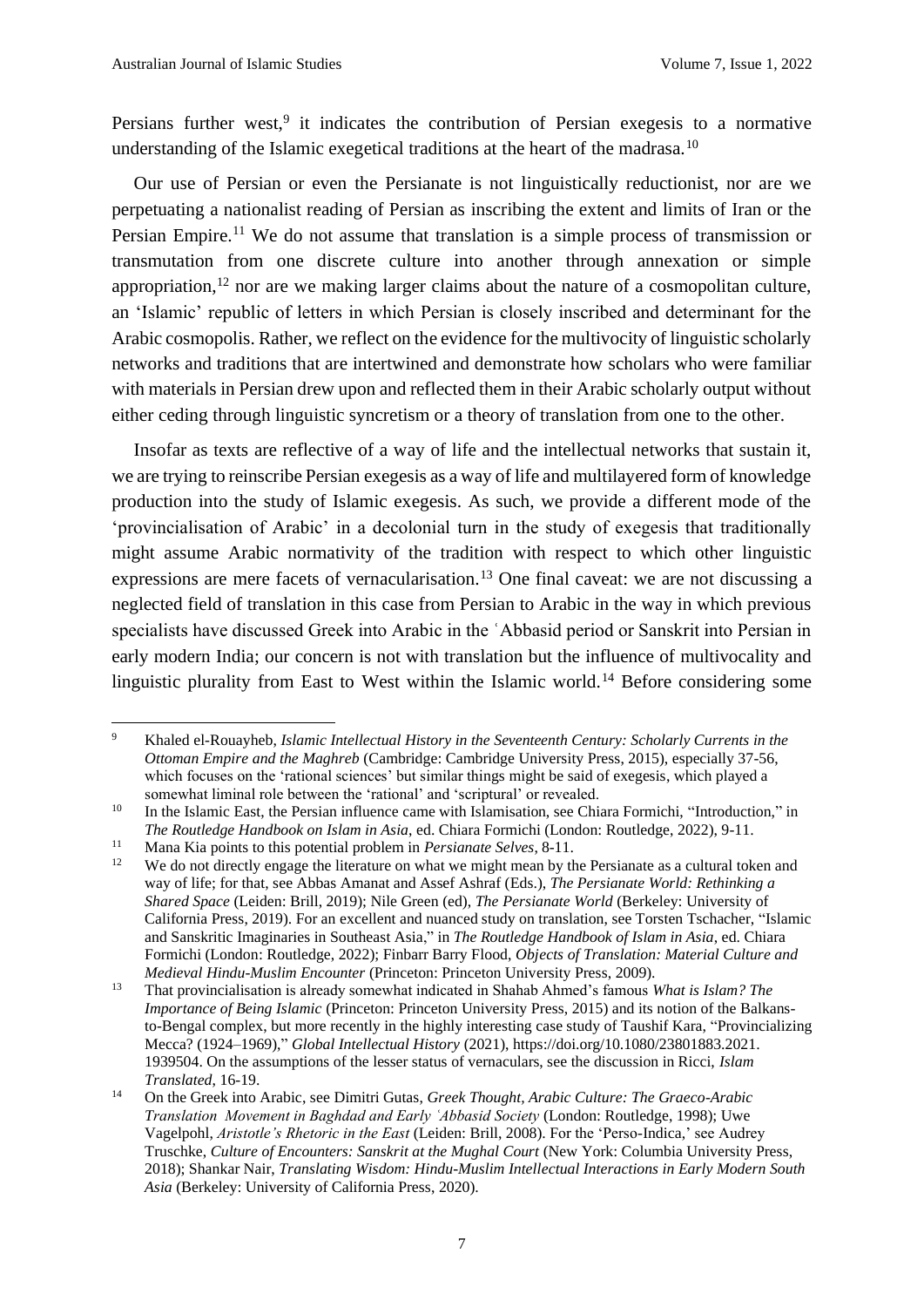Persians further west,[9] it indicates the contribution of Persian exegesis to a normative understanding of the Islamic exegetical traditions at the heart of the madrasa.[10]

Our use of Persian or even the Persianate is not linguistically reductionist, nor are we perpetuating a nationalist reading of Persian as inscribing the extent and limits of Iran or the Persian Empire.[11] We do not assume that translation is a simple process of transmission or transmutation from one discrete culture into another through annexation or simple appropriation,[12] nor are we making larger claims about the nature of a cosmopolitan culture, an 'Islamic' republic of letters in which Persian is closely inscribed and determinant for the Arabic cosmopolis. Rather, we reflect on the evidence for the multivocity of linguistic scholarly networks and traditions that are intertwined and demonstrate how scholars who were familiar with materials in Persian drew upon and reflected them in their Arabic scholarly output without either ceding through linguistic syncretism or a theory of translation from one to the other.

Insofar as texts are reflective of a way of life and the intellectual networks that sustain it, we are trying to reinscribe Persian exegesis as a way of life and multilayered form of knowledge production into the study of Islamic exegesis. As such, we provide a different mode of the 'provincialisation of Arabic' in a decolonial turn in the study of exegesis that traditionally might assume Arabic normativity of the tradition with respect to which other linguistic expressions are mere facets of vernacularisation.[13] One final caveat: we are not discussing a neglected field of translation in this case from Persian to Arabic in the way in which previous specialists have discussed Greek into Arabic in the ʿAbbasid period or Sanskrit into Persian in early modern India; our concern is not with translation but the influence of multivocality and linguistic plurality from East to West within the Islamic world.[14] Before considering some

---

[9] Khaled el-Rouayheb, *Islamic Intellectual History in the Seventeenth Century: Scholarly Currents in the Ottoman Empire and the Maghreb* (Cambridge: Cambridge University Press, 2015), especially 37-56, which focuses on the 'rational sciences' but similar things might be said of exegesis, which played a somewhat liminal role between the 'rational' and 'scriptural' or revealed.

[10] In the Islamic East, the Persian influence came with Islamisation, see Chiara Formichi, "Introduction," in *The Routledge Handbook on Islam in Asia*, ed. Chiara Formichi (London: Routledge, 2022), 9-11.

[11] Mana Kia points to this potential problem in *Persianate Selves*, 8-11.

[12] We do not directly engage the literature on what we might mean by the Persianate as a cultural token and way of life; for that, see Abbas Amanat and Assef Ashraf (Eds.), *The Persianate World: Rethinking a Shared Space* (Leiden: Brill, 2019); Nile Green (ed), *The Persianate World* (Berkeley: University of California Press, 2019). For an excellent and nuanced study on translation, see Torsten Tschacher, "Islamic and Sanskritic Imaginaries in Southeast Asia," in *The Routledge Handbook of Islam in Asia*, ed. Chiara Formichi (London: Routledge, 2022); Finbarr Barry Flood, *Objects of Translation: Material Culture and Medieval Hindu-Muslim Encounter* (Princeton: Princeton University Press, 2009).

[13] That provincialisation is already somewhat indicated in Shahab Ahmed's famous *What is Islam? The Importance of Being Islamic* (Princeton: Princeton University Press, 2015) and its notion of the Balkans-to-Bengal complex, but more recently in the highly interesting case study of Taushif Kara, "Provincializing Mecca? (1924–1969)," *Global Intellectual History* (2021), https://doi.org/10.1080/23801883.2021.1939504. On the assumptions of the lesser status of vernaculars, see the discussion in Ricci, *Islam Translated*, 16-19.

[14] On the Greek into Arabic, see Dimitri Gutas, *Greek Thought, Arabic Culture: The Graeco-Arabic Translation Movement in Baghdad and Early ʿAbbasid Society* (London: Routledge, 1998); Uwe Vagelpohl, *Aristotle's Rhetoric in the East* (Leiden: Brill, 2008). For the 'Perso-Indica,' see Audrey Truschke, *Culture of Encounters: Sanskrit at the Mughal Court* (New York: Columbia University Press, 2018); Shankar Nair, *Translating Wisdom: Hindu-Muslim Intellectual Interactions in Early Modern South Asia* (Berkeley: University of California Press, 2020).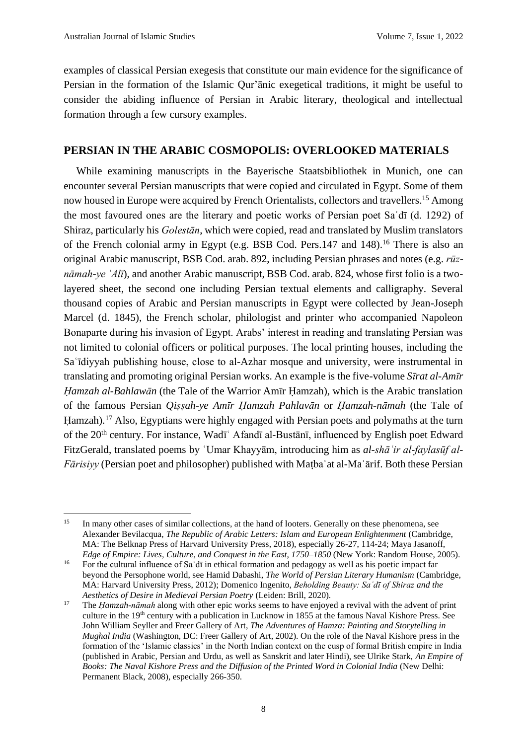examples of classical Persian exegesis that constitute our main evidence for the significance of Persian in the formation of the Islamic Qur'ānic exegetical traditions, it might be useful to consider the abiding influence of Persian in Arabic literary, theological and intellectual formation through a few cursory examples.

## PERSIAN IN THE ARABIC COSMOPOLIS: OVERLOOKED MATERIALS

While examining manuscripts in the Bayerische Staatsbibliothek in Munich, one can encounter several Persian manuscripts that were copied and circulated in Egypt. Some of them now housed in Europe were acquired by French Orientalists, collectors and travellers.[15] Among the most favoured ones are the literary and poetic works of Persian poet Saʿdī (d. 1292) of Shiraz, particularly his *Golestān*, which were copied, read and translated by Muslim translators of the French colonial army in Egypt (e.g. BSB Cod. Pers.147 and 148).[16] There is also an original Arabic manuscript, BSB Cod. arab. 892, including Persian phrases and notes (e.g. *rūz-nāmah-ye ʿAlī*), and another Arabic manuscript, BSB Cod. arab. 824, whose first folio is a two-layered sheet, the second one including Persian textual elements and calligraphy. Several thousand copies of Arabic and Persian manuscripts in Egypt were collected by Jean-Joseph Marcel (d. 1845), the French scholar, philologist and printer who accompanied Napoleon Bonaparte during his invasion of Egypt. Arabs' interest in reading and translating Persian was not limited to colonial officers or political purposes. The local printing houses, including the Saʿīdiyyah publishing house, close to al-Azhar mosque and university, were instrumental in translating and promoting original Persian works. An example is the five-volume *Sīrat al-Amīr Ḥamzah al-Bahlawān* (the Tale of the Warrior Amīr Ḥamzah), which is the Arabic translation of the famous Persian *Qiṣṣah-ye Amīr Ḥamzah Pahlavān* or *Ḥamzah-nāmah* (the Tale of Ḥamzah).[17] Also, Egyptians were highly engaged with Persian poets and polymaths at the turn of the 20th century. For instance, Wadīʿ Afandī al-Bustānī, influenced by English poet Edward FitzGerald, translated poems by ʿUmar Khayyām, introducing him as *al-shāʿir al-faylasūf al-Fārisiyy* (Persian poet and philosopher) published with Maṭbaʿat al-Maʿārif. Both these Persian

---

[15] In many other cases of similar collections, at the hand of looters. Generally on these phenomena, see Alexander Bevilacqua, *The Republic of Arabic Letters: Islam and European Enlightenment* (Cambridge, MA: The Belknap Press of Harvard University Press, 2018), especially 26-27, 114-24; Maya Jasanoff, *Edge of Empire: Lives, Culture, and Conquest in the East, 1750–1850* (New York: Random House, 2005).

[16] For the cultural influence of Saʿdī in ethical formation and pedagogy as well as his poetic impact far beyond the Persophone world, see Hamid Dabashi, *The World of Persian Literary Humanism* (Cambridge, MA: Harvard University Press, 2012); Domenico Ingenito, *Beholding Beauty: Saʿdī of Shiraz and the Aesthetics of Desire in Medieval Persian Poetry* (Leiden: Brill, 2020).

[17] The *Ḥamzah-nāmah* along with other epic works seems to have enjoyed a revival with the advent of print culture in the 19th century with a publication in Lucknow in 1855 at the famous Naval Kishore Press. See John William Seyller and Freer Gallery of Art, *The Adventures of Hamza: Painting and Storytelling in Mughal India* (Washington, DC: Freer Gallery of Art, 2002). On the role of the Naval Kishore press in the formation of the 'Islamic classics' in the North Indian context on the cusp of formal British empire in India (published in Arabic, Persian and Urdu, as well as Sanskrit and later Hindi), see Ulrike Stark, *An Empire of Books: The Naval Kishore Press and the Diffusion of the Printed Word in Colonial India* (New Delhi: Permanent Black, 2008), especially 266-350.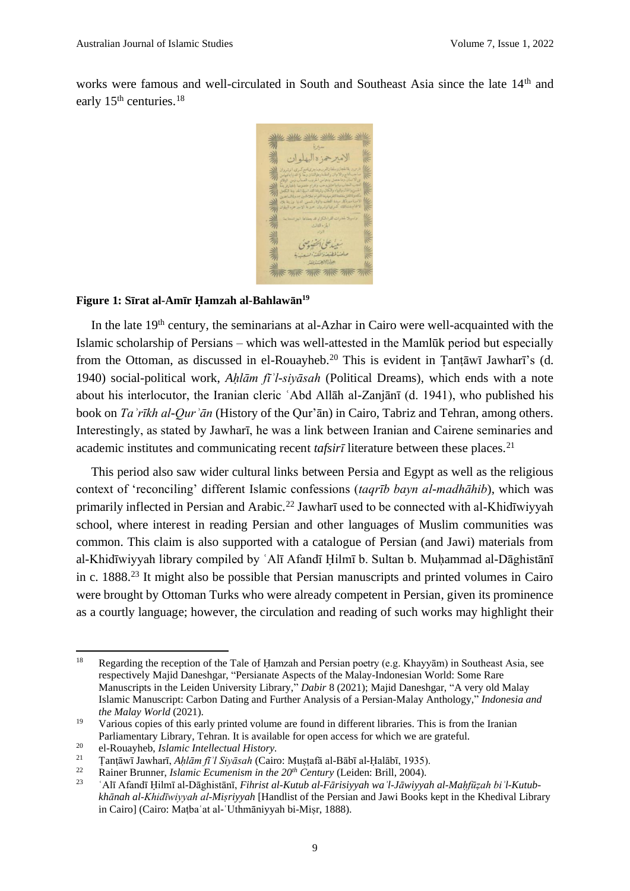works were famous and well-circulated in South and Southeast Asia since the late 14th and early 15th centuries.[18]

**Figure 1: Sīrat al-Amīr Ḥamzah al-Bahlawān[19]**

In the late 19th century, the seminarians at al-Azhar in Cairo were well-acquainted with the Islamic scholarship of Persians – which was well-attested in the Mamlūk period but especially from the Ottoman, as discussed in el-Rouayheb.[20] This is evident in Ṭanṭāwī Jawharī's (d. 1940) social-political work, *Aḥlām fīʾl-siyāsah* (Political Dreams), which ends with a note about his interlocutor, the Iranian cleric ʿAbd Allāh al-Zanjānī (d. 1941), who published his book on *Taʾrīkh al-Qurʾān* (History of the Qur'ān) in Cairo, Tabriz and Tehran, among others. Interestingly, as stated by Jawharī, he was a link between Iranian and Cairene seminaries and academic institutes and communicating recent *tafsirī* literature between these places.[21]

This period also saw wider cultural links between Persia and Egypt as well as the religious context of 'reconciling' different Islamic confessions (*taqrīb bayn al-madhāhib*), which was primarily inflected in Persian and Arabic.[22] Jawharī used to be connected with al-Khidīwiyyah school, where interest in reading Persian and other languages of Muslim communities was common. This claim is also supported with a catalogue of Persian (and Jawi) materials from al-Khidīwiyyah library compiled by ʿAlī Afandī Ḥilmī b. Sultan b. Muḥammad al-Dāghistānī in c. 1888.[23] It might also be possible that Persian manuscripts and printed volumes in Cairo were brought by Ottoman Turks who were already competent in Persian, given its prominence as a courtly language; however, the circulation and reading of such works may highlight their

---

[18] Regarding the reception of the Tale of Ḥamzah and Persian poetry (e.g. Khayyām) in Southeast Asia, see respectively Majid Daneshgar, "Persianate Aspects of the Malay-Indonesian World: Some Rare Manuscripts in the Leiden University Library," *Dabir* 8 (2021); Majid Daneshgar, "A very old Malay Islamic Manuscript: Carbon Dating and Further Analysis of a Persian-Malay Anthology," *Indonesia and the Malay World* (2021).

[19] Various copies of this early printed volume are found in different libraries. This is from the Iranian Parliamentary Library, Tehran. It is available for open access for which we are grateful.

[20] el-Rouayheb, *Islamic Intellectual History.*

[21] Ṭanṭāwī Jawharī, *Aḥlām fīʾl Siyāsah* (Cairo: Muṣṭafā al-Bābī al-Ḥalābī, 1935).

[22] Rainer Brunner, *Islamic Ecumenism in the 20th Century* (Leiden: Brill, 2004).

[23] ʿAlī Afandī Ḥilmī al-Dāghistānī, *Fihrist al-Kutub al-Fārisiyyah waʾl-Jāwiyyah al-Maḥfūẓah biʾl-Kutub-khānah al-Khidīwiyyah al-Miṣriyyah* [Handlist of the Persian and Jawi Books kept in the Khedival Library in Cairo] (Cairo: Maṭbaʿat al-ʿUthmāniyyah bi-Miṣr, 1888).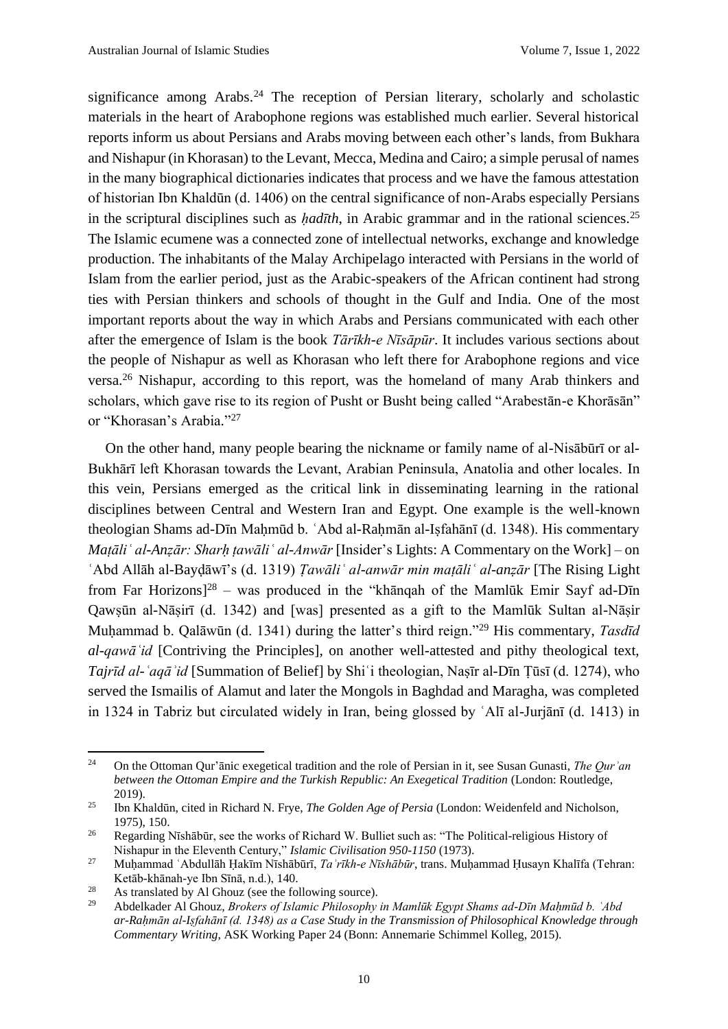significance among Arabs.[24] The reception of Persian literary, scholarly and scholastic materials in the heart of Arabophone regions was established much earlier. Several historical reports inform us about Persians and Arabs moving between each other's lands, from Bukhara and Nishapur (in Khorasan) to the Levant, Mecca, Medina and Cairo; a simple perusal of names in the many biographical dictionaries indicates that process and we have the famous attestation of historian Ibn Khaldūn (d. 1406) on the central significance of non-Arabs especially Persians in the scriptural disciplines such as *ḥadīth*, in Arabic grammar and in the rational sciences.[25] The Islamic ecumene was a connected zone of intellectual networks, exchange and knowledge production. The inhabitants of the Malay Archipelago interacted with Persians in the world of Islam from the earlier period, just as the Arabic-speakers of the African continent had strong ties with Persian thinkers and schools of thought in the Gulf and India. One of the most important reports about the way in which Arabs and Persians communicated with each other after the emergence of Islam is the book *Tārīkh-e Nīsāpūr*. It includes various sections about the people of Nishapur as well as Khorasan who left there for Arabophone regions and vice versa.[26] Nishapur, according to this report, was the homeland of many Arab thinkers and scholars, which gave rise to its region of Pusht or Busht being called "Arabestān-e Khorāsān" or "Khorasan's Arabia."[27]

On the other hand, many people bearing the nickname or family name of al-Nisābūrī or al-Bukhārī left Khorasan towards the Levant, Arabian Peninsula, Anatolia and other locales. In this vein, Persians emerged as the critical link in disseminating learning in the rational disciplines between Central and Western Iran and Egypt. One example is the well-known theologian Shams ad-Dīn Maḥmūd b. ʿAbd al-Raḥmān al-Iṣfahānī (d. 1348). His commentary *Maṭāliʿ al-Anẓār: Sharḥ ṭawāliʿ al-Anwār* [Insider's Lights: A Commentary on the Work] – on ʿAbd Allāh al-Bayḍāwī's (d. 1319) *Ṭawāliʿ al-anwār min maṭāliʿ al-anẓār* [The Rising Light from Far Horizons][28] – was produced in the "khānqah of the Mamlūk Emir Sayf ad-Dīn Qawṣūn al-Nāṣirī (d. 1342) and [was] presented as a gift to the Mamlūk Sultan al-Nāṣir Muḥammad b. Qalāwūn (d. 1341) during the latter's third reign."[29] His commentary, *Tasdīd al-qawāʿid* [Contriving the Principles], on another well-attested and pithy theological text, *Tajrīd al-ʿaqāʾid* [Summation of Belief] by Shiʿi theologian, Naṣīr al-Dīn Ṭūsī (d. 1274), who served the Ismailis of Alamut and later the Mongols in Baghdad and Maragha, was completed in 1324 in Tabriz but circulated widely in Iran, being glossed by ʿAlī al-Jurjānī (d. 1413) in

---

[24] On the Ottoman Qur'ānic exegetical tradition and the role of Persian in it, see Susan Gunasti, *The Qurʾan between the Ottoman Empire and the Turkish Republic: An Exegetical Tradition* (London: Routledge, 2019).

[25] Ibn Khaldūn, cited in Richard N. Frye, *The Golden Age of Persia* (London: Weidenfeld and Nicholson, 1975), 150.

[26] Regarding Nīshābūr, see the works of Richard W. Bulliet such as: "The Political-religious History of Nishapur in the Eleventh Century," *Islamic Civilisation 950-1150* (1973).

[27] Muḥammad ʿAbdullāh Ḥakīm Nīshābūrī, *Taʾrīkh-e Nīshābūr*, trans. Muḥammad Ḥusayn Khalīfa (Tehran: Ketāb-khānah-ye Ibn Sīnā, n.d.), 140.

[28] As translated by Al Ghouz (see the following source).

[29] Abdelkader Al Ghouz, *Brokers of Islamic Philosophy in Mamlūk Egypt Shams ad-Dīn Maḥmūd b. ʿAbd ar-Raḥmān al-Iṣfahānī (d. 1348) as a Case Study in the Transmission of Philosophical Knowledge through Commentary Writing*, ASK Working Paper 24 (Bonn: Annemarie Schimmel Kolleg, 2015).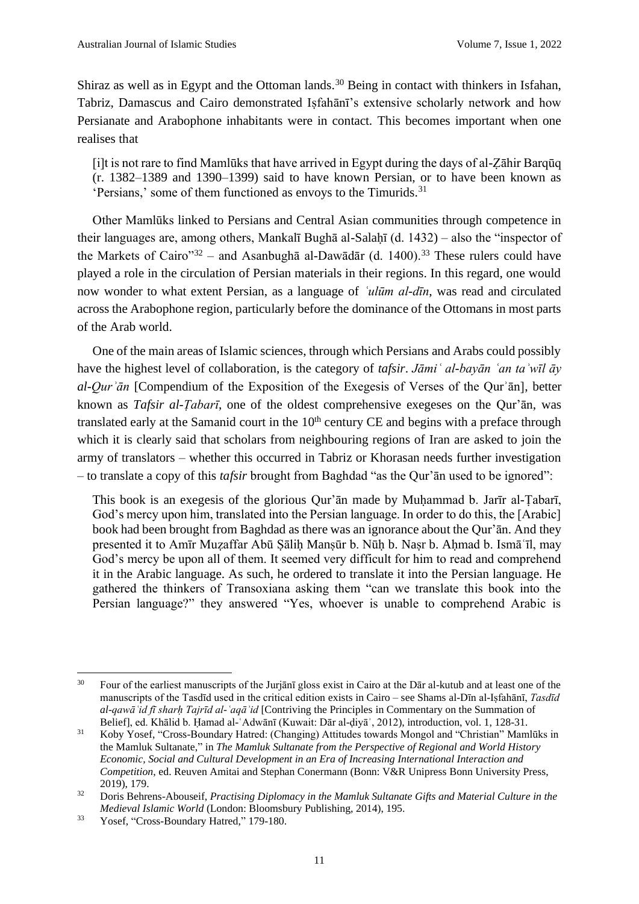Shiraz as well as in Egypt and the Ottoman lands.[30] Being in contact with thinkers in Isfahan, Tabriz, Damascus and Cairo demonstrated Iṣfahānī's extensive scholarly network and how Persianate and Arabophone inhabitants were in contact. This becomes important when one realises that

> [i]t is not rare to find Mamlūks that have arrived in Egypt during the days of al-Ẓāhir Barqūq (r. 1382–1389 and 1390–1399) said to have known Persian, or to have been known as 'Persians,' some of them functioned as envoys to the Timurids.[31]

Other Mamlūks linked to Persians and Central Asian communities through competence in their languages are, among others, Mankalī Bughā al-Salaḥī (d. 1432) – also the "inspector of the Markets of Cairo"[32] – and Asanbughā al-Dawādār (d. 1400).[33] These rulers could have played a role in the circulation of Persian materials in their regions. In this regard, one would now wonder to what extent Persian, as a language of *ʿulūm al-dīn*, was read and circulated across the Arabophone region, particularly before the dominance of the Ottomans in most parts of the Arab world.

One of the main areas of Islamic sciences, through which Persians and Arabs could possibly have the highest level of collaboration, is the category of *tafsir*. *Jāmiʿ al-bayān ʿan taʾwīl āy al-Qurʾān* [Compendium of the Exposition of the Exegesis of Verses of the Qurʾān], better known as *Tafsir al-Ṭabarī*, one of the oldest comprehensive exegeses on the Qur'ān, was translated early at the Samanid court in the 10th century CE and begins with a preface through which it is clearly said that scholars from neighbouring regions of Iran are asked to join the army of translators – whether this occurred in Tabriz or Khorasan needs further investigation – to translate a copy of this *tafsir* brought from Baghdad "as the Qur'ān used to be ignored":

> This book is an exegesis of the glorious Qur'ān made by Muḥammad b. Jarīr al-Ṭabarī, God's mercy upon him, translated into the Persian language. In order to do this, the [Arabic] book had been brought from Baghdad as there was an ignorance about the Qur'ān. And they presented it to Amīr Muẓaffar Abū Ṣāliḥ Manṣūr b. Nūḥ b. Naṣr b. Aḥmad b. Ismāʿīl, may God's mercy be upon all of them. It seemed very difficult for him to read and comprehend it in the Arabic language. As such, he ordered to translate it into the Persian language. He gathered the thinkers of Transoxiana asking them "can we translate this book into the Persian language?" they answered "Yes, whoever is unable to comprehend Arabic is

---

[30] Four of the earliest manuscripts of the Jurjānī gloss exist in Cairo at the Dār al-kutub and at least one of the manuscripts of the Tasdīd used in the critical edition exists in Cairo – see Shams al-Dīn al-Iṣfahānī, *Tasdīd al-qawāʿid fī sharḥ Tajrīd al-ʿaqāʾid* [Contriving the Principles in Commentary on the Summation of Belief], ed. Khālid b. Ḥamad al-ʿAdwānī (Kuwait: Dār al-ḍiyāʾ, 2012), introduction, vol. 1, 128-31.

[31] Koby Yosef, "Cross-Boundary Hatred: (Changing) Attitudes towards Mongol and "Christian" Mamlūks in the Mamluk Sultanate," in *The Mamluk Sultanate from the Perspective of Regional and World History Economic, Social and Cultural Development in an Era of Increasing International Interaction and Competition*, ed. Reuven Amitai and Stephan Conermann (Bonn: V&R Unipress Bonn University Press, 2019), 179.

[32] Doris Behrens-Abouseif, *Practising Diplomacy in the Mamluk Sultanate Gifts and Material Culture in the Medieval Islamic World* (London: Bloomsbury Publishing, 2014), 195.

[33] Yosef, "Cross-Boundary Hatred," 179-180.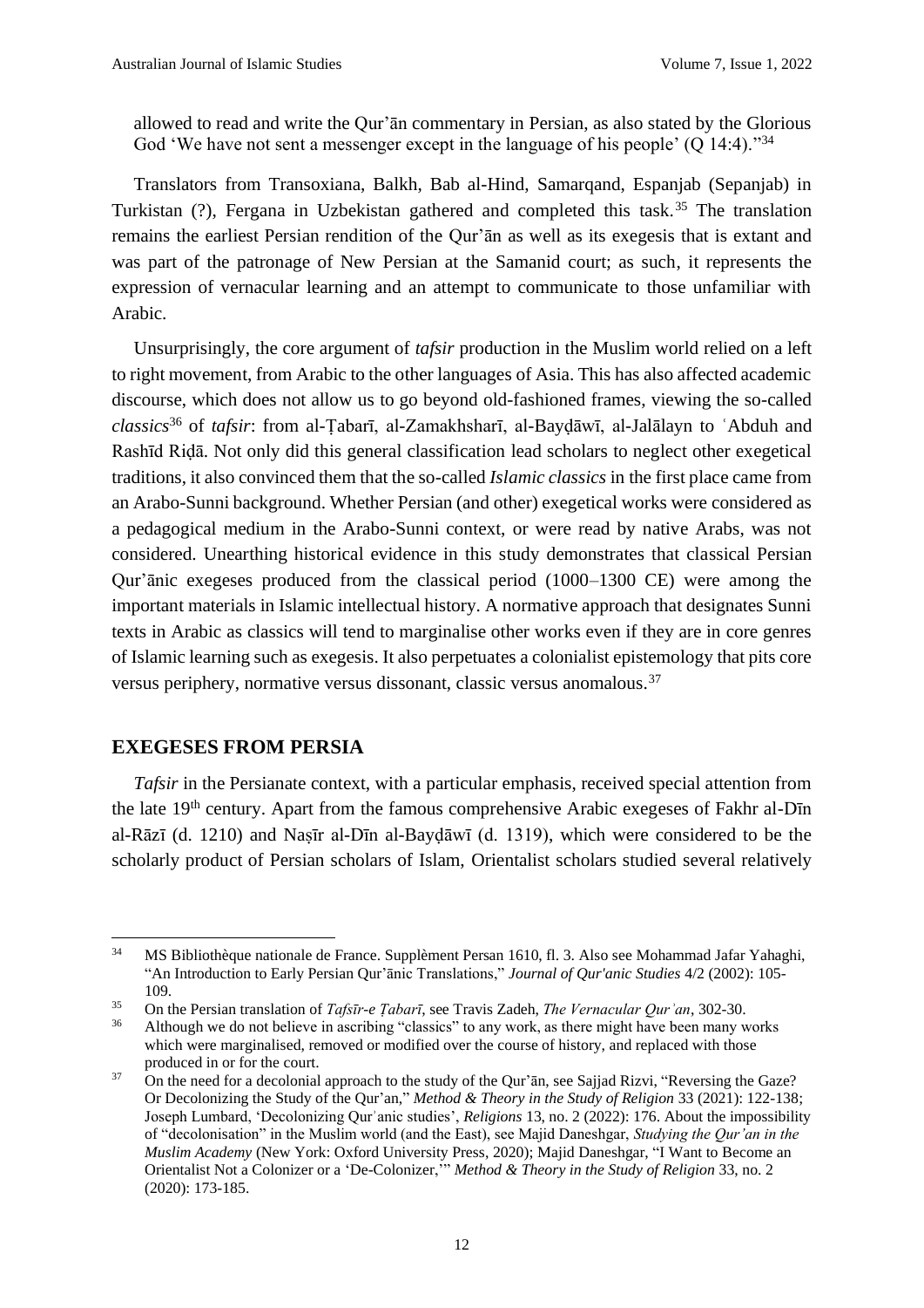allowed to read and write the Qur'ān commentary in Persian, as also stated by the Glorious God 'We have not sent a messenger except in the language of his people' (Q 14:4)."[34]

Translators from Transoxiana, Balkh, Bab al-Hind, Samarqand, Espanjab (Sepanjab) in Turkistan (?), Fergana in Uzbekistan gathered and completed this task.[35] The translation remains the earliest Persian rendition of the Qur'ān as well as its exegesis that is extant and was part of the patronage of New Persian at the Samanid court; as such, it represents the expression of vernacular learning and an attempt to communicate to those unfamiliar with Arabic.

Unsurprisingly, the core argument of *tafsir* production in the Muslim world relied on a left to right movement, from Arabic to the other languages of Asia. This has also affected academic discourse, which does not allow us to go beyond old-fashioned frames, viewing the so-called *classics*[36] of *tafsir*: from al-Ṭabarī, al-Zamakhsharī, al-Bayḍāwī, al-Jalālayn to ʿAbduh and Rashīd Riḍā. Not only did this general classification lead scholars to neglect other exegetical traditions, it also convinced them that the so-called *Islamic classics* in the first place came from an Arabo-Sunni background. Whether Persian (and other) exegetical works were considered as a pedagogical medium in the Arabo-Sunni context, or were read by native Arabs, was not considered. Unearthing historical evidence in this study demonstrates that classical Persian Qur'ānic exegeses produced from the classical period (1000–1300 CE) were among the important materials in Islamic intellectual history. A normative approach that designates Sunni texts in Arabic as classics will tend to marginalise other works even if they are in core genres of Islamic learning such as exegesis. It also perpetuates a colonialist epistemology that pits core versus periphery, normative versus dissonant, classic versus anomalous.[37]

## EXEGESES FROM PERSIA

*Tafsir* in the Persianate context, with a particular emphasis, received special attention from the late 19th century. Apart from the famous comprehensive Arabic exegeses of Fakhr al-Dīn al-Rāzī (d. 1210) and Naṣīr al-Dīn al-Bayḍāwī (d. 1319), which were considered to be the scholarly product of Persian scholars of Islam, Orientalist scholars studied several relatively

---

[34] MS Bibliothèque nationale de France. Supplèment Persan 1610, fl. 3. Also see Mohammad Jafar Yahaghi, "An Introduction to Early Persian Qur'ānic Translations," *Journal of Qur'anic Studies* 4/2 (2002): 105-109.

[35] On the Persian translation of *Tafsīr-e Ṭabarī*, see Travis Zadeh, *The Vernacular Qurʾan*, 302-30.

[36] Although we do not believe in ascribing "classics" to any work, as there might have been many works which were marginalised, removed or modified over the course of history, and replaced with those produced in or for the court.

[37] On the need for a decolonial approach to the study of the Qur'ān, see Sajjad Rizvi, "Reversing the Gaze? Or Decolonizing the Study of the Qur'an," *Method & Theory in the Study of Religion* 33 (2021): 122-138; Joseph Lumbard, 'Decolonizing Qurʾanic studies', *Religions* 13, no. 2 (2022): 176. About the impossibility of "decolonisation" in the Muslim world (and the East), see Majid Daneshgar, *Studying the Qur'an in the Muslim Academy* (New York: Oxford University Press, 2020); Majid Daneshgar, "I Want to Become an Orientalist Not a Colonizer or a 'De-Colonizer,'" *Method & Theory in the Study of Religion* 33, no. 2 (2020): 173-185.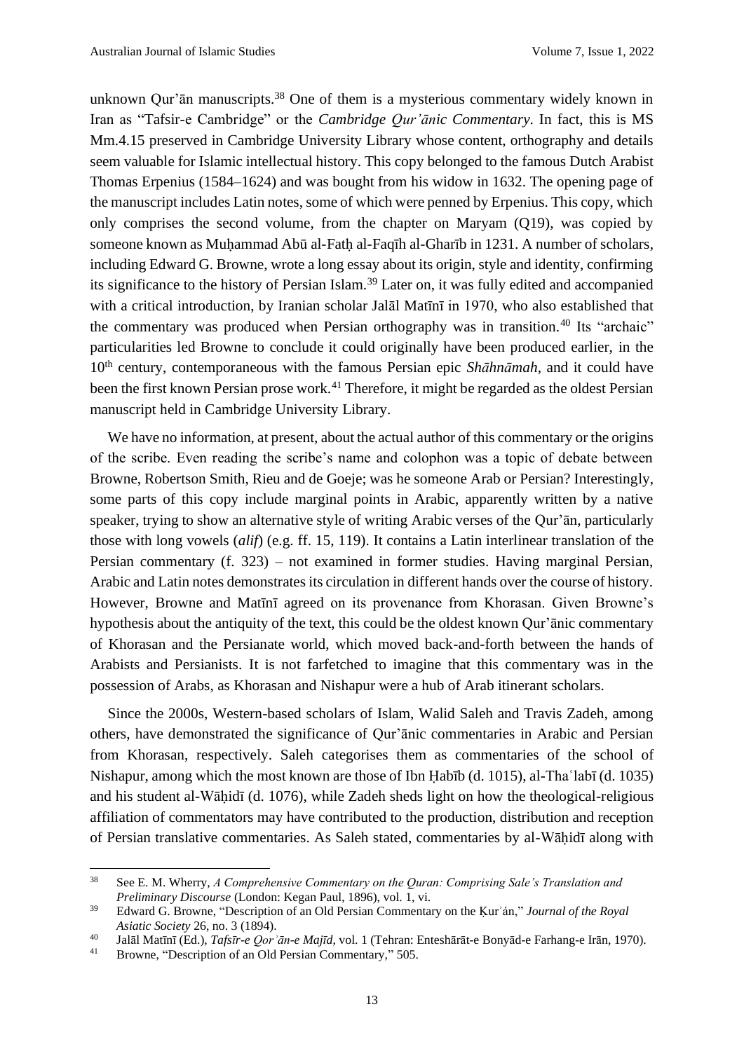unknown Qur'ān manuscripts.[38] One of them is a mysterious commentary widely known in Iran as "Tafsir-e Cambridge" or the *Cambridge Qurʾānic Commentary*. In fact, this is MS Mm.4.15 preserved in Cambridge University Library whose content, orthography and details seem valuable for Islamic intellectual history. This copy belonged to the famous Dutch Arabist Thomas Erpenius (1584–1624) and was bought from his widow in 1632. The opening page of the manuscript includes Latin notes, some of which were penned by Erpenius. This copy, which only comprises the second volume, from the chapter on Maryam (Q19), was copied by someone known as Muḥammad Abū al-Fatḥ al-Faqīh al-Gharīb in 1231. A number of scholars, including Edward G. Browne, wrote a long essay about its origin, style and identity, confirming its significance to the history of Persian Islam.[39] Later on, it was fully edited and accompanied with a critical introduction, by Iranian scholar Jalāl Matīnī in 1970, who also established that the commentary was produced when Persian orthography was in transition.[40] Its "archaic" particularities led Browne to conclude it could originally have been produced earlier, in the 10th century, contemporaneous with the famous Persian epic *Shāhnāmah*, and it could have been the first known Persian prose work.[41] Therefore, it might be regarded as the oldest Persian manuscript held in Cambridge University Library.

We have no information, at present, about the actual author of this commentary or the origins of the scribe. Even reading the scribe's name and colophon was a topic of debate between Browne, Robertson Smith, Rieu and de Goeje; was he someone Arab or Persian? Interestingly, some parts of this copy include marginal points in Arabic, apparently written by a native speaker, trying to show an alternative style of writing Arabic verses of the Qur'ān, particularly those with long vowels (*alif*) (e.g. ff. 15, 119). It contains a Latin interlinear translation of the Persian commentary (f. 323) – not examined in former studies. Having marginal Persian, Arabic and Latin notes demonstrates its circulation in different hands over the course of history. However, Browne and Matīnī agreed on its provenance from Khorasan. Given Browne's hypothesis about the antiquity of the text, this could be the oldest known Qur'ānic commentary of Khorasan and the Persianate world, which moved back-and-forth between the hands of Arabists and Persianists. It is not farfetched to imagine that this commentary was in the possession of Arabs, as Khorasan and Nishapur were a hub of Arab itinerant scholars.

Since the 2000s, Western-based scholars of Islam, Walid Saleh and Travis Zadeh, among others, have demonstrated the significance of Qur'ānic commentaries in Arabic and Persian from Khorasan, respectively. Saleh categorises them as commentaries of the school of Nishapur, among which the most known are those of Ibn Ḥabīb (d. 1015), al-Thaʿlabī (d. 1035) and his student al-Wāḥidī (d. 1076), while Zadeh sheds light on how the theological-religious affiliation of commentators may have contributed to the production, distribution and reception of Persian translative commentaries. As Saleh stated, commentaries by al-Wāḥidī along with

---

[38] See E. M. Wherry, *A Comprehensive Commentary on the Quran: Comprising Sale's Translation and Preliminary Discourse* (London: Kegan Paul, 1896), vol. 1, vi.

[39] Edward G. Browne, "Description of an Old Persian Commentary on the Ḳurʾán," *Journal of the Royal Asiatic Society* 26, no. 3 (1894).

[40] Jalāl Matīnī (Ed.), *Tafsīr-e Qorʾān-e Majīd*, vol. 1 (Tehran: Enteshārāt-e Bonyād-e Farhang-e Irān, 1970).

[41] Browne, "Description of an Old Persian Commentary," 505.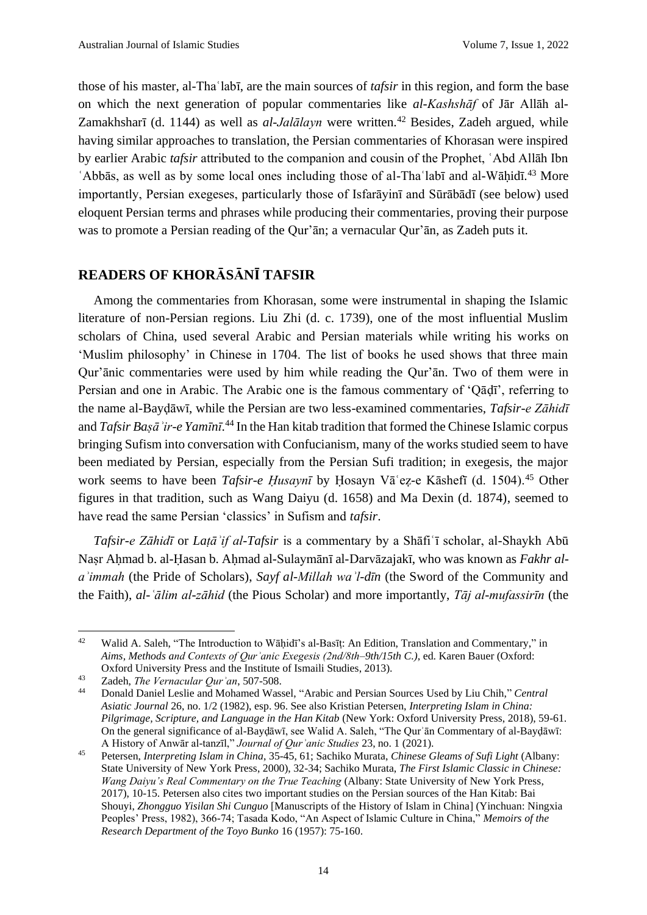those of his master, al-Thaʿlabī, are the main sources of *tafsir* in this region, and form the base on which the next generation of popular commentaries like *al-Kashshāf* of Jār Allāh al-Zamakhsharī (d. 1144) as well as *al-Jalālayn* were written.[42] Besides, Zadeh argued, while having similar approaches to translation, the Persian commentaries of Khorasan were inspired by earlier Arabic *tafsir* attributed to the companion and cousin of the Prophet, ʿAbd Allāh Ibn ʿAbbās, as well as by some local ones including those of al-Thaʿlabī and al-Wāḥidī.[43] More importantly, Persian exegeses, particularly those of Isfarāyinī and Sūrābādī (see below) used eloquent Persian terms and phrases while producing their commentaries, proving their purpose was to promote a Persian reading of the Qur'ān; a vernacular Qur'ān, as Zadeh puts it.

## READERS OF KHORĀSĀNĪ TAFSIR

Among the commentaries from Khorasan, some were instrumental in shaping the Islamic literature of non-Persian regions. Liu Zhi (d. c. 1739), one of the most influential Muslim scholars of China, used several Arabic and Persian materials while writing his works on 'Muslim philosophy' in Chinese in 1704. The list of books he used shows that three main Qur'ānic commentaries were used by him while reading the Qur'ān. Two of them were in Persian and one in Arabic. The Arabic one is the famous commentary of 'Qāḍī', referring to the name al-Bayḍāwī, while the Persian are two less-examined commentaries, *Tafsir-e Zāhidī* and *Tafsir Baṣāʾir-e Yamīnī*.[44] In the Han kitab tradition that formed the Chinese Islamic corpus bringing Sufism into conversation with Confucianism, many of the works studied seem to have been mediated by Persian, especially from the Persian Sufi tradition; in exegesis, the major work seems to have been *Tafsir-e Ḥusaynī* by Ḥosayn Vāʿeẓ-e Kāshefī (d. 1504).[45] Other figures in that tradition, such as Wang Daiyu (d. 1658) and Ma Dexin (d. 1874), seemed to have read the same Persian 'classics' in Sufism and *tafsir*.

*Tafsir-e Zāhidī* or *Laṭāʾif al-Tafsir* is a commentary by a Shāfiʿī scholar, al-Shaykh Abū Naṣr Aḥmad b. al-Ḥasan b. Aḥmad al-Sulaymānī al-Darvāzajakī, who was known as *Fakhr al-aʾimmah* (the Pride of Scholars), *Sayf al-Millah waʾl-dīn* (the Sword of the Community and the Faith), *al-ʿālim al-zāhid* (the Pious Scholar) and more importantly, *Tāj al-mufassirīn* (the

---

[42] Walid A. Saleh, "The Introduction to Wāḥidī's al-Basīṭ: An Edition, Translation and Commentary," in *Aims, Methods and Contexts of Qurʾanic Exegesis (2nd/8th–9th/15th C.)*, ed. Karen Bauer (Oxford: Oxford University Press and the Institute of Ismaili Studies, 2013).

[43] Zadeh, *The Vernacular Qurʾan*, 507-508.

[44] Donald Daniel Leslie and Mohamed Wassel, "Arabic and Persian Sources Used by Liu Chih," *Central Asiatic Journal* 26, no. 1/2 (1982), esp. 96. See also Kristian Petersen, *Interpreting Islam in China: Pilgrimage, Scripture, and Language in the Han Kitab* (New York: Oxford University Press, 2018), 59-61. On the general significance of al-Bayḍāwī, see Walid A. Saleh, "The Qurʾān Commentary of al-Bayḍāwī: A History of Anwār al-tanzīl," *Journal of Qurʾanic Studies* 23, no. 1 (2021).

[45] Petersen, *Interpreting Islam in China*, 35-45, 61; Sachiko Murata, *Chinese Gleams of Sufi Light* (Albany: State University of New York Press, 2000), 32-34; Sachiko Murata, *The First Islamic Classic in Chinese: Wang Daiyu's Real Commentary on the True Teaching* (Albany: State University of New York Press, 2017), 10-15. Petersen also cites two important studies on the Persian sources of the Han Kitab: Bai Shouyi, *Zhongguo Yisilan Shi Cunguo* [Manuscripts of the History of Islam in China] (Yinchuan: Ningxia Peoples' Press, 1982), 366-74; Tasada Kodo, "An Aspect of Islamic Culture in China," *Memoirs of the Research Department of the Toyo Bunko* 16 (1957): 75-160.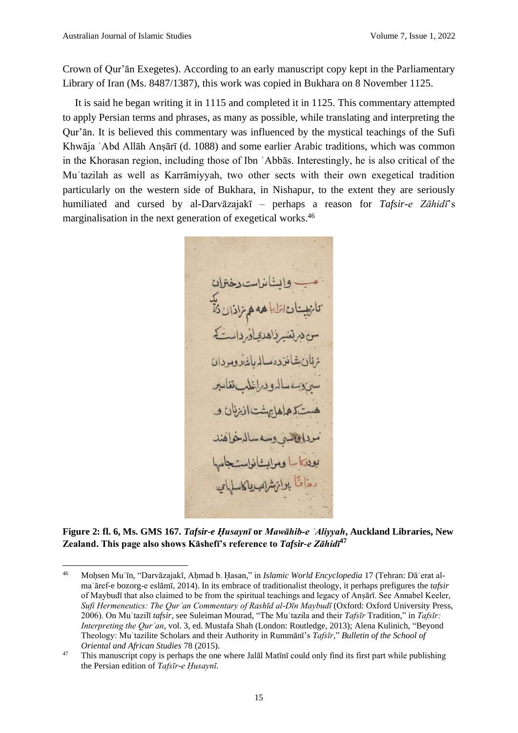Crown of Qur'ān Exegetes). According to an early manuscript copy kept in the Parliamentary Library of Iran (Ms. 8487/1387), this work was copied in Bukhara on 8 November 1125.

It is said he began writing it in 1115 and completed it in 1125. This commentary attempted to apply Persian terms and phrases, as many as possible, while translating and interpreting the Qur'ān. It is believed this commentary was influenced by the mystical teachings of the Sufi Khwāja ʿAbd Allāh Anṣārī (d. 1088) and some earlier Arabic traditions, which was common in the Khorasan region, including those of Ibn ʿAbbās. Interestingly, he is also critical of the Muʿtazilah as well as Karrāmiyyah, two other sects with their own exegetical tradition particularly on the western side of Bukhara, in Nishapur, to the extent they are seriously humiliated and cursed by al-Darvāzajakī – perhaps a reason for *Tafsir-e Zāhidī*'s marginalisation in the next generation of exegetical works.[46]

**Figure 2: fl. 6, Ms. GMS 167. *Tafsir-e Ḥusaynī* or *Mawāhib-e ʿAliyyah*, Auckland Libraries, New Zealand. This page also shows Kāshefī's reference to *Tafsir-e Zāhidī*[47]**

---

[46] Moḥsen Muʿīn, "Darvāzajakī, Aḥmad b. Ḥasan," in *Islamic World Encyclopedia* 17 (Tehran: Dāʾerat al-maʿāref-e bozorg-e eslāmī, 2014). In its embrace of traditionalist theology, it perhaps prefigures the *tafsir* of Maybudī that also claimed to be from the spiritual teachings and legacy of Anṣārī. See Annabel Keeler, *Sufi Hermeneutics: The Qurʾan Commentary of Rashīd al-Dīn Maybudī* (Oxford: Oxford University Press, 2006). On Muʿtazilī *tafsir*, see Suleiman Mourad, "The Muʿtazila and their *Tafsīr* Tradition," in *Tafsīr: Interpreting the Qurʾan*, vol. 3, ed. Mustafa Shah (London: Routledge, 2013); Alena Kulinich, "Beyond Theology: Muʿtazilite Scholars and their Authority in Rummānī's *Tafsīr*," *Bulletin of the School of Oriental and African Studies* 78 (2015).

[47] This manuscript copy is perhaps the one where Jalāl Matīnī could only find its first part while publishing the Persian edition of *Tafsīr-e Ḥusaynī*.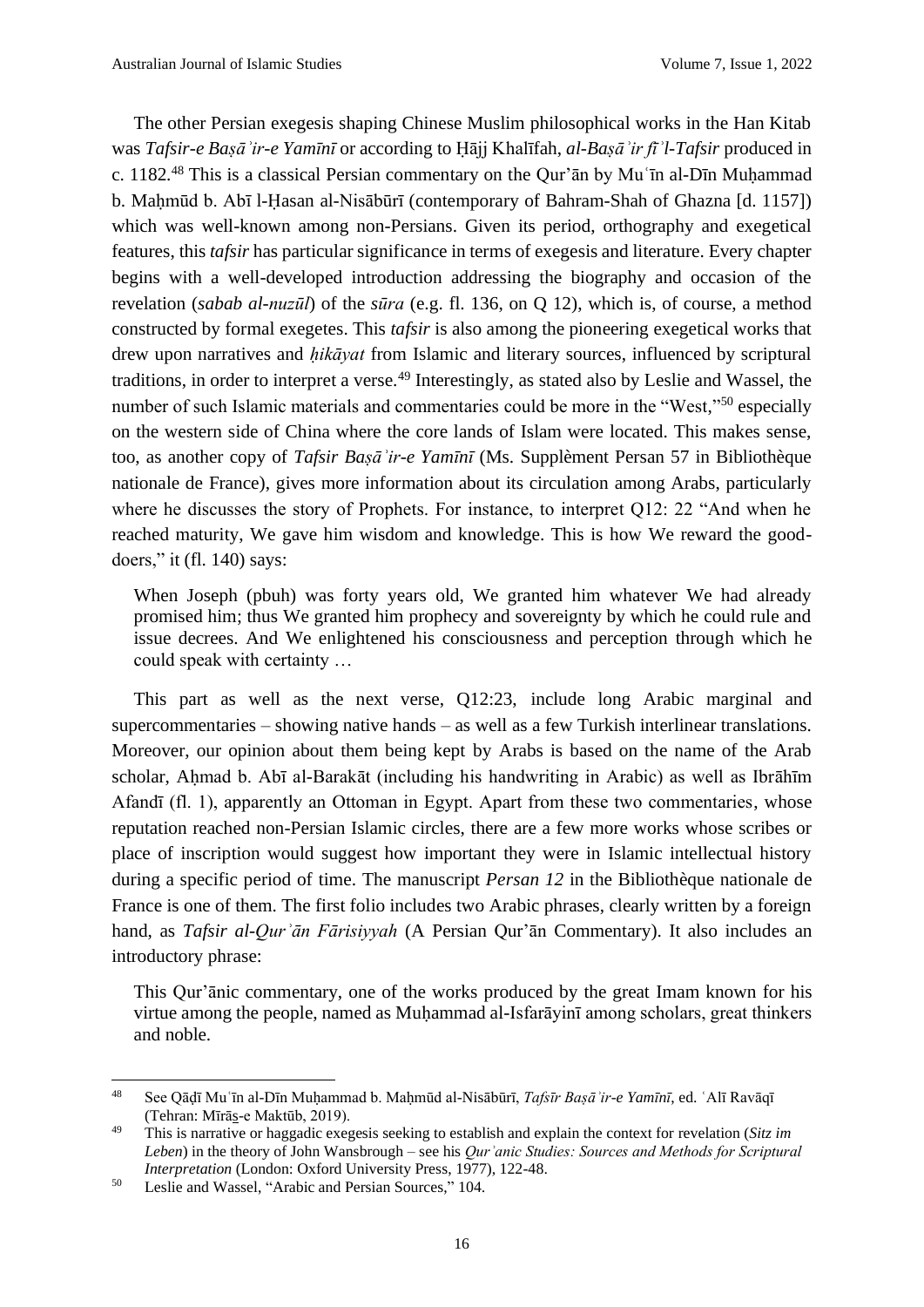The other Persian exegesis shaping Chinese Muslim philosophical works in the Han Kitab was *Tafsir-e Baṣāʾir-e Yamīnī* or according to Ḥājj Khalīfah, *al-Baṣāʾir fīʾl-Tafsir* produced in c. 1182.[48] This is a classical Persian commentary on the Qur'ān by Muʿīn al-Dīn Muḥammad b. Maḥmūd b. Abī l-Ḥasan al-Nisābūrī (contemporary of Bahram-Shah of Ghazna [d. 1157]) which was well-known among non-Persians. Given its period, orthography and exegetical features, this *tafsir* has particular significance in terms of exegesis and literature. Every chapter begins with a well-developed introduction addressing the biography and occasion of the revelation (*sabab al-nuzūl*) of the *sūra* (e.g. fl. 136, on Q 12), which is, of course, a method constructed by formal exegetes. This *tafsir* is also among the pioneering exegetical works that drew upon narratives and *ḥikāyat* from Islamic and literary sources, influenced by scriptural traditions, in order to interpret a verse.[49] Interestingly, as stated also by Leslie and Wassel, the number of such Islamic materials and commentaries could be more in the "West,"[50] especially on the western side of China where the core lands of Islam were located. This makes sense, too, as another copy of *Tafsir Baṣāʾir-e Yamīnī* (Ms. Supplèment Persan 57 in Bibliothèque nationale de France), gives more information about its circulation among Arabs, particularly where he discusses the story of Prophets. For instance, to interpret Q12: 22 "And when he reached maturity, We gave him wisdom and knowledge. This is how We reward the good-doers," it (fl. 140) says:

> When Joseph (pbuh) was forty years old, We granted him whatever We had already promised him; thus We granted him prophecy and sovereignty by which he could rule and issue decrees. And We enlightened his consciousness and perception through which he could speak with certainty …

This part as well as the next verse, Q12:23, include long Arabic marginal and supercommentaries – showing native hands – as well as a few Turkish interlinear translations. Moreover, our opinion about them being kept by Arabs is based on the name of the Arab scholar, Aḥmad b. Abī al-Barakāt (including his handwriting in Arabic) as well as Ibrāhīm Afandī (fl. 1), apparently an Ottoman in Egypt. Apart from these two commentaries, whose reputation reached non-Persian Islamic circles, there are a few more works whose scribes or place of inscription would suggest how important they were in Islamic intellectual history during a specific period of time. The manuscript *Persan 12* in the Bibliothèque nationale de France is one of them. The first folio includes two Arabic phrases, clearly written by a foreign hand, as *Tafsir al-Qurʾān Fārisiyyah* (A Persian Qur'ān Commentary). It also includes an introductory phrase:

> This Qur'ānic commentary, one of the works produced by the great Imam known for his virtue among the people, named as Muḥammad al-Isfarāyinī among scholars, great thinkers and noble.

---

[48] See Qāḍī Muʿīn al-Dīn Muḥammad b. Maḥmūd al-Nisābūrī, *Tafsīr Baṣāʾir-e Yamīnī*, ed. ʿAlī Ravāqī (Tehran: Mīrāṯ-e Maktūb, 2019).

[49] This is narrative or haggadic exegesis seeking to establish and explain the context for revelation (*Sitz im Leben*) in the theory of John Wansbrough – see his *Qurʾanic Studies: Sources and Methods for Scriptural Interpretation* (London: Oxford University Press, 1977), 122-48.

[50] Leslie and Wassel, "Arabic and Persian Sources," 104.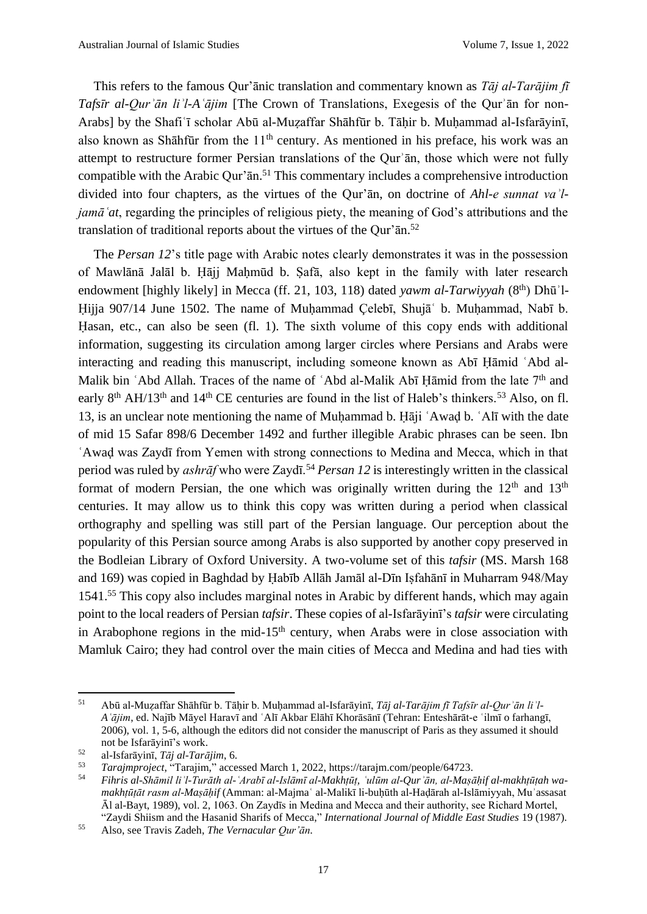This refers to the famous Qur'ānic translation and commentary known as *Tāj al-Tarājim fī Tafsīr al-Qurʾān liʾl-Aʿājim* [The Crown of Translations, Exegesis of the Qurʾān for non-Arabs] by the Shafiʿī scholar Abū al-Muẓaffar Shāhfūr b. Ṭāḥir b. Muḥammad al-Isfarāyinī, also known as Shāhfūr from the 11th century. As mentioned in his preface, his work was an attempt to restructure former Persian translations of the Qurʾān, those which were not fully compatible with the Arabic Qur'ān.[51] This commentary includes a comprehensive introduction divided into four chapters, as the virtues of the Qur'ān, on doctrine of *Ahl-e sunnat vaʾl-jamāʿat*, regarding the principles of religious piety, the meaning of God's attributions and the translation of traditional reports about the virtues of the Qur'ān.[52]

The *Persan 12*'s title page with Arabic notes clearly demonstrates it was in the possession of Mawlānā Jalāl b. Ḥājj Maḥmūd b. Ṣafā, also kept in the family with later research endowment [highly likely] in Mecca (ff. 21, 103, 118) dated *yawm al-Tarwiyyah* (8th) Dhūʾl-Ḥijja 907/14 June 1502. The name of Muḥammad Çelebī, Shujāʿ b. Muḥammad, Nabī b. Ḥasan, etc., can also be seen (fl. 1). The sixth volume of this copy ends with additional information, suggesting its circulation among larger circles where Persians and Arabs were interacting and reading this manuscript, including someone known as Abī Ḥāmid ʿAbd al-Malik bin ʿAbd Allah. Traces of the name of ʿAbd al-Malik Abī Ḥāmid from the late 7th and early 8th AH/13th and 14th CE centuries are found in the list of Haleb's thinkers.[53] Also, on fl. 13, is an unclear note mentioning the name of Muḥammad b. Ḥāji ʿAwaḍ b. ʿAlī with the date of mid 15 Safar 898/6 December 1492 and further illegible Arabic phrases can be seen. Ibn ʿAwaḍ was Zaydī from Yemen with strong connections to Medina and Mecca, which in that period was ruled by *ashrāf* who were Zaydī.[54] *Persan 12* is interestingly written in the classical format of modern Persian, the one which was originally written during the 12th and 13th centuries. It may allow us to think this copy was written during a period when classical orthography and spelling was still part of the Persian language. Our perception about the popularity of this Persian source among Arabs is also supported by another copy preserved in the Bodleian Library of Oxford University. A two-volume set of this *tafsir* (MS. Marsh 168 and 169) was copied in Baghdad by Ḥabīb Allāh Jamāl al-Dīn Iṣfahānī in Muharram 948/May 1541.[55] This copy also includes marginal notes in Arabic by different hands, which may again point to the local readers of Persian *tafsir*. These copies of al-Isfarāyinī's *tafsir* were circulating in Arabophone regions in the mid-15th century, when Arabs were in close association with Mamluk Cairo; they had control over the main cities of Mecca and Medina and had ties with

---

[51] Abū al-Muẓaffar Shāhfūr b. Ṭāḥir b. Muḥammad al-Isfarāyinī, *Tāj al-Tarājim fī Tafsīr al-Qurʾān liʾl-Aʿājim*, ed. Najīb Māyel Haravī and ʿAlī Akbar Elāhī Khorāsānī (Tehran: Enteshārāt-e ʿilmī o farhangī, 2006), vol. 1, 5-6, although the editors did not consider the manuscript of Paris as they assumed it should not be Isfarāyinī's work.

[52] al-Isfarāyinī, *Tāj al-Tarājim*, 6.

[53] *Tarajmproject*, "Tarajim," accessed March 1, 2022, https://tarajm.com/people/64723.

[54] *Fihris al-Shāmil liʾl-Turāth al-ʿArabī al-Islāmī al-Makhṭūṭ, ʿulūm al-Qurʾān, al-Maṣāḥif al-makhṭūṭah wa-makhṭūṭāt rasm al-Maṣāḥif* (Amman: al-Majmaʿ al-Malikī li-buḥūth al-Haḍārah al-Islāmiyyah, Muʾassasat Āl al-Bayt, 1989), vol. 2, 1063. On Zaydīs in Medina and Mecca and their authority, see Richard Mortel, "Zaydi Shiism and the Hasanid Sharifs of Mecca," *International Journal of Middle East Studies* 19 (1987).

[55] Also, see Travis Zadeh, *The Vernacular Qur'ān*.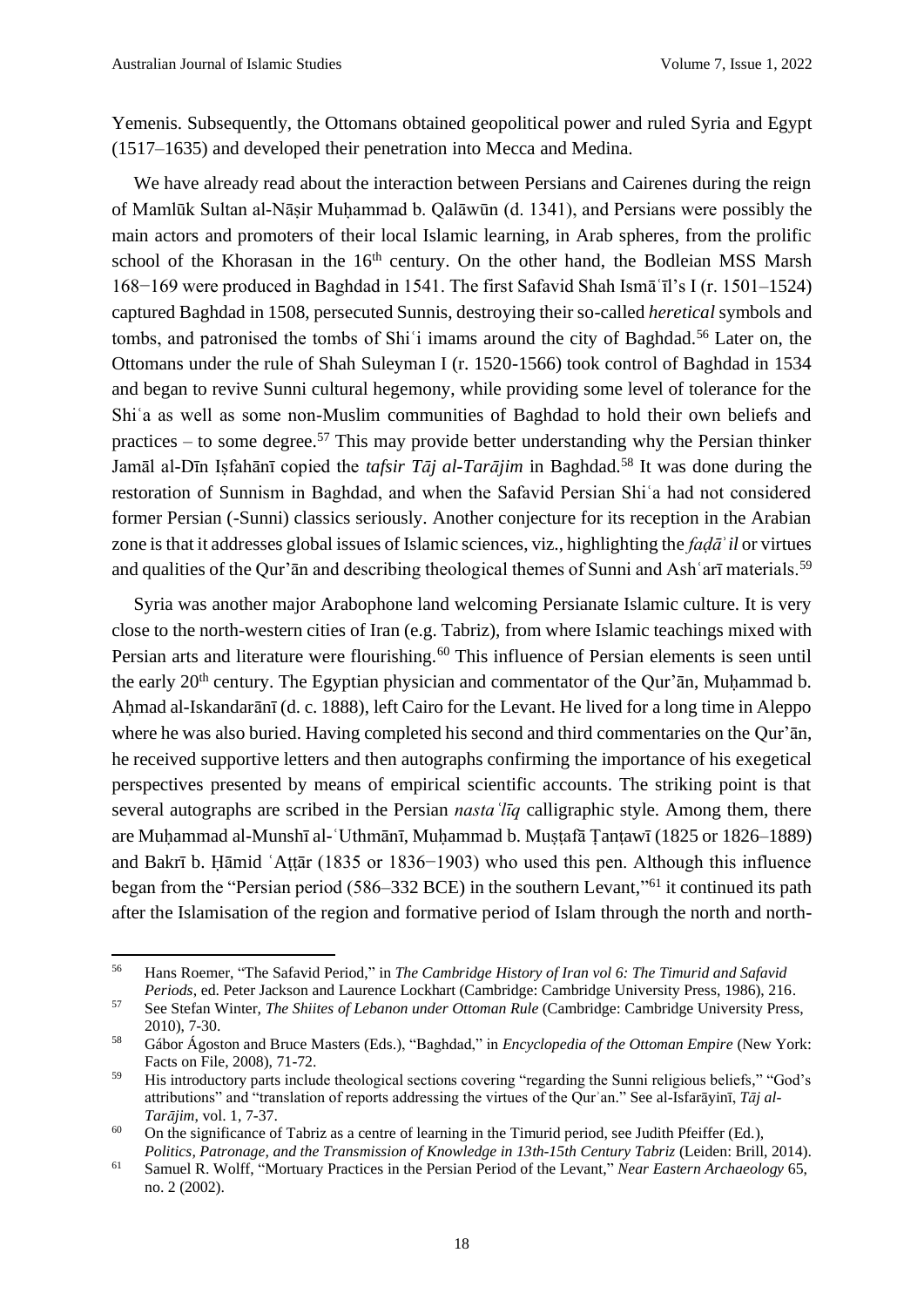Yemenis. Subsequently, the Ottomans obtained geopolitical power and ruled Syria and Egypt (1517–1635) and developed their penetration into Mecca and Medina.

We have already read about the interaction between Persians and Cairenes during the reign of Mamlūk Sultan al-Nāṣir Muḥammad b. Qalāwūn (d. 1341), and Persians were possibly the main actors and promoters of their local Islamic learning, in Arab spheres, from the prolific school of the Khorasan in the 16th century. On the other hand, the Bodleian MSS Marsh 168−169 were produced in Baghdad in 1541. The first Safavid Shah Ismāʿīl's I (r. 1501–1524) captured Baghdad in 1508, persecuted Sunnis, destroying their so-called *heretical* symbols and tombs, and patronised the tombs of Shiʿi imams around the city of Baghdad.[56] Later on, the Ottomans under the rule of Shah Suleyman I (r. 1520-1566) took control of Baghdad in 1534 and began to revive Sunni cultural hegemony, while providing some level of tolerance for the Shiʿa as well as some non-Muslim communities of Baghdad to hold their own beliefs and practices – to some degree.[57] This may provide better understanding why the Persian thinker Jamāl al-Dīn Iṣfahānī copied the *tafsir Tāj al-Tarājim* in Baghdad.[58] It was done during the restoration of Sunnism in Baghdad, and when the Safavid Persian Shiʿa had not considered former Persian (-Sunni) classics seriously. Another conjecture for its reception in the Arabian zone is that it addresses global issues of Islamic sciences, viz., highlighting the *faḍāʾil* or virtues and qualities of the Qur'ān and describing theological themes of Sunni and Ashʿarī materials.[59]

Syria was another major Arabophone land welcoming Persianate Islamic culture. It is very close to the north-western cities of Iran (e.g. Tabriz), from where Islamic teachings mixed with Persian arts and literature were flourishing.[60] This influence of Persian elements is seen until the early 20th century. The Egyptian physician and commentator of the Qur'ān, Muḥammad b. Aḥmad al-Iskandarānī (d. c. 1888), left Cairo for the Levant. He lived for a long time in Aleppo where he was also buried. Having completed his second and third commentaries on the Qur'ān, he received supportive letters and then autographs confirming the importance of his exegetical perspectives presented by means of empirical scientific accounts. The striking point is that several autographs are scribed in the Persian *nastaʿlīq* calligraphic style. Among them, there are Muḥammad al-Munshī al-ʿUthmānī, Muḥammad b. Muṣṭafā Ṭanṭawī (1825 or 1826–1889) and Bakrī b. Ḥāmid ʿAṭṭār (1835 or 1836−1903) who used this pen. Although this influence began from the "Persian period (586–332 BCE) in the southern Levant,"[61] it continued its path after the Islamisation of the region and formative period of Islam through the north and north-

---

[56] Hans Roemer, "The Safavid Period," in *The Cambridge History of Iran vol 6: The Timurid and Safavid Periods*, ed. Peter Jackson and Laurence Lockhart (Cambridge: Cambridge University Press, 1986), 216.

[57] See Stefan Winter, *The Shiites of Lebanon under Ottoman Rule* (Cambridge: Cambridge University Press, 2010), 7-30.

[58] Gábor Ágoston and Bruce Masters (Eds.), "Baghdad," in *Encyclopedia of the Ottoman Empire* (New York: Facts on File, 2008), 71-72.

[59] His introductory parts include theological sections covering "regarding the Sunni religious beliefs," "God's attributions" and "translation of reports addressing the virtues of the Qurʾan." See al-Isfarāyinī, *Tāj al-Tarājim*, vol. 1, 7-37.

[60] On the significance of Tabriz as a centre of learning in the Timurid period, see Judith Pfeiffer (Ed.), *Politics, Patronage, and the Transmission of Knowledge in 13th-15th Century Tabriz* (Leiden: Brill, 2014).

[61] Samuel R. Wolff, "Mortuary Practices in the Persian Period of the Levant," *Near Eastern Archaeology* 65, no. 2 (2002).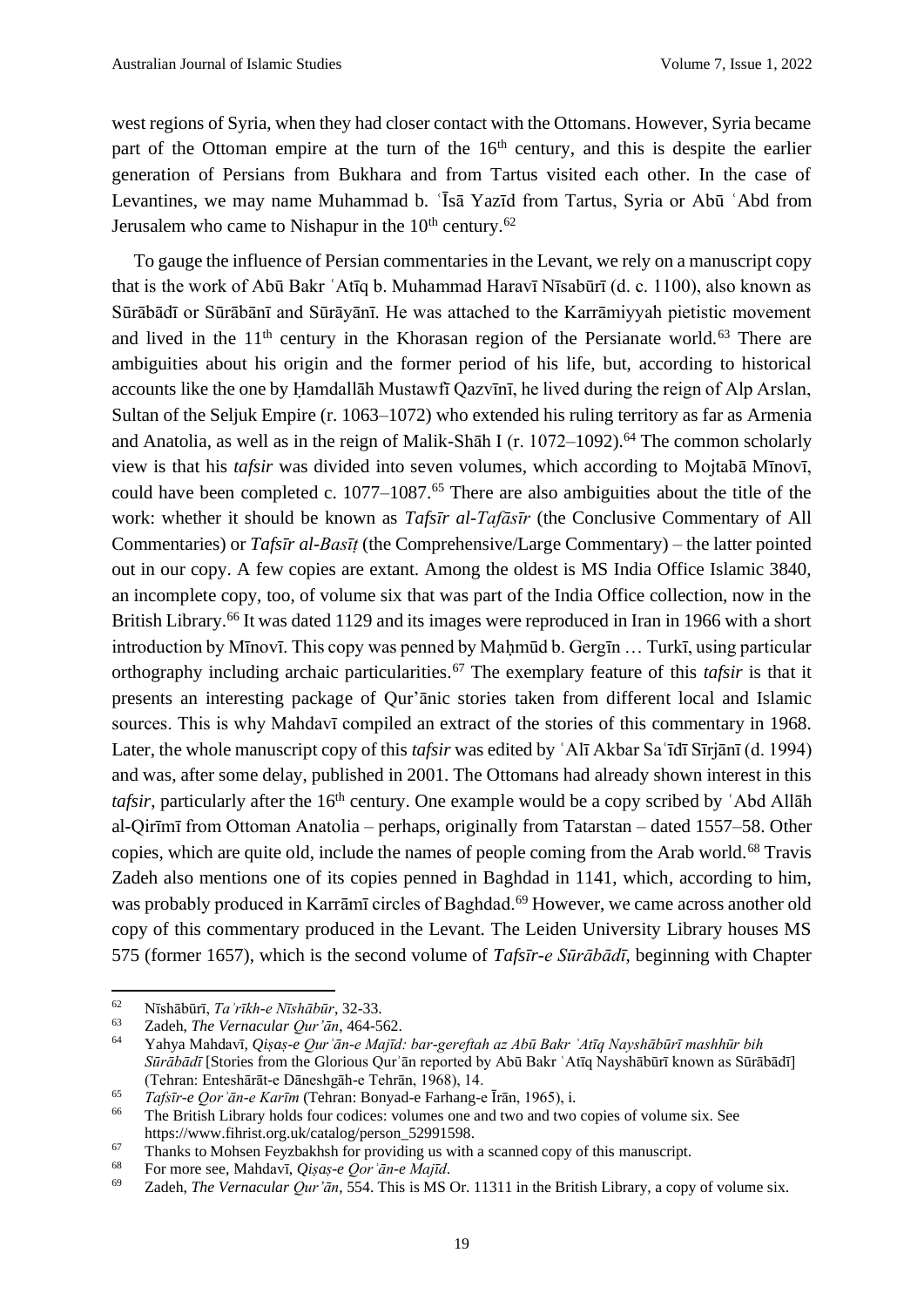west regions of Syria, when they had closer contact with the Ottomans. However, Syria became part of the Ottoman empire at the turn of the 16th century, and this is despite the earlier generation of Persians from Bukhara and from Tartus visited each other. In the case of Levantines, we may name Muhammad b. ʿĪsā Yazīd from Tartus, Syria or Abū ʿAbd from Jerusalem who came to Nishapur in the 10th century.[62]

To gauge the influence of Persian commentaries in the Levant, we rely on a manuscript copy that is the work of Abū Bakr ʿAtīq b. Muhammad Haravī Nīsabūrī (d. c. 1100), also known as Sūrābādī or Sūrābānī and Sūrāyānī. He was attached to the Karrāmiyyah pietistic movement and lived in the 11th century in the Khorasan region of the Persianate world.[63] There are ambiguities about his origin and the former period of his life, but, according to historical accounts like the one by Ḥamdallāh Mustawfī Qazvīnī, he lived during the reign of Alp Arslan, Sultan of the Seljuk Empire (r. 1063–1072) who extended his ruling territory as far as Armenia and Anatolia, as well as in the reign of Malik-Shāh I (r. 1072–1092).[64] The common scholarly view is that his *tafsir* was divided into seven volumes, which according to Mojtabā Mīnovī, could have been completed c. 1077–1087.[65] There are also ambiguities about the title of the work: whether it should be known as *Tafsīr al-Tafāsīr* (the Conclusive Commentary of All Commentaries) or *Tafsīr al-Basīṭ* (the Comprehensive/Large Commentary) – the latter pointed out in our copy. A few copies are extant. Among the oldest is MS India Office Islamic 3840, an incomplete copy, too, of volume six that was part of the India Office collection, now in the British Library.[66] It was dated 1129 and its images were reproduced in Iran in 1966 with a short introduction by Mīnovī. This copy was penned by Maḥmūd b. Gergīn … Turkī, using particular orthography including archaic particularities.[67] The exemplary feature of this *tafsir* is that it presents an interesting package of Qur'ānic stories taken from different local and Islamic sources. This is why Mahdavī compiled an extract of the stories of this commentary in 1968. Later, the whole manuscript copy of this *tafsir* was edited by ʿAlī Akbar Saʿīdī Sīrjānī (d. 1994) and was, after some delay, published in 2001. The Ottomans had already shown interest in this *tafsir*, particularly after the 16th century. One example would be a copy scribed by ʿAbd Allāh al-Qirīmī from Ottoman Anatolia – perhaps, originally from Tatarstan – dated 1557–58. Other copies, which are quite old, include the names of people coming from the Arab world.[68] Travis Zadeh also mentions one of its copies penned in Baghdad in 1141, which, according to him, was probably produced in Karrāmī circles of Baghdad.[69] However, we came across another old copy of this commentary produced in the Levant. The Leiden University Library houses MS 575 (former 1657), which is the second volume of *Tafsīr-e Sūrābādī*, beginning with Chapter

---

[62] Nīshābūrī, *Taʾrīkh-e Nīshābūr*, 32-33.

[63] Zadeh, *The Vernacular Qur'ān*, 464-562.

[64] Yahya Mahdavī, *Qiṣaṣ-e Qur'ān-e Majīd: bar-gereftah az Abū Bakr ʿAtīq Nayshābūrī mashhūr bih Sūrābādī* [Stories from the Glorious Qurʾān reported by Abū Bakr ʿAtīq Nayshābūrī known as Sūrābādī] (Tehran: Enteshārāt-e Dāneshgāh-e Tehrān, 1968), 14.

[65] *Tafsīr-e Qorʾān-e Karīm* (Tehran: Bonyad-e Farhang-e Īrān, 1965), i.

[66] The British Library holds four codices: volumes one and two and two copies of volume six. See https://www.fihrist.org.uk/catalog/person_52991598.

[67] Thanks to Mohsen Feyzbakhsh for providing us with a scanned copy of this manuscript.

[68] For more see, Mahdavī, *Qiṣaṣ-e Qorʾān-e Majīd*.

[69] Zadeh, *The Vernacular Qur'ān*, 554. This is MS Or. 11311 in the British Library, a copy of volume six.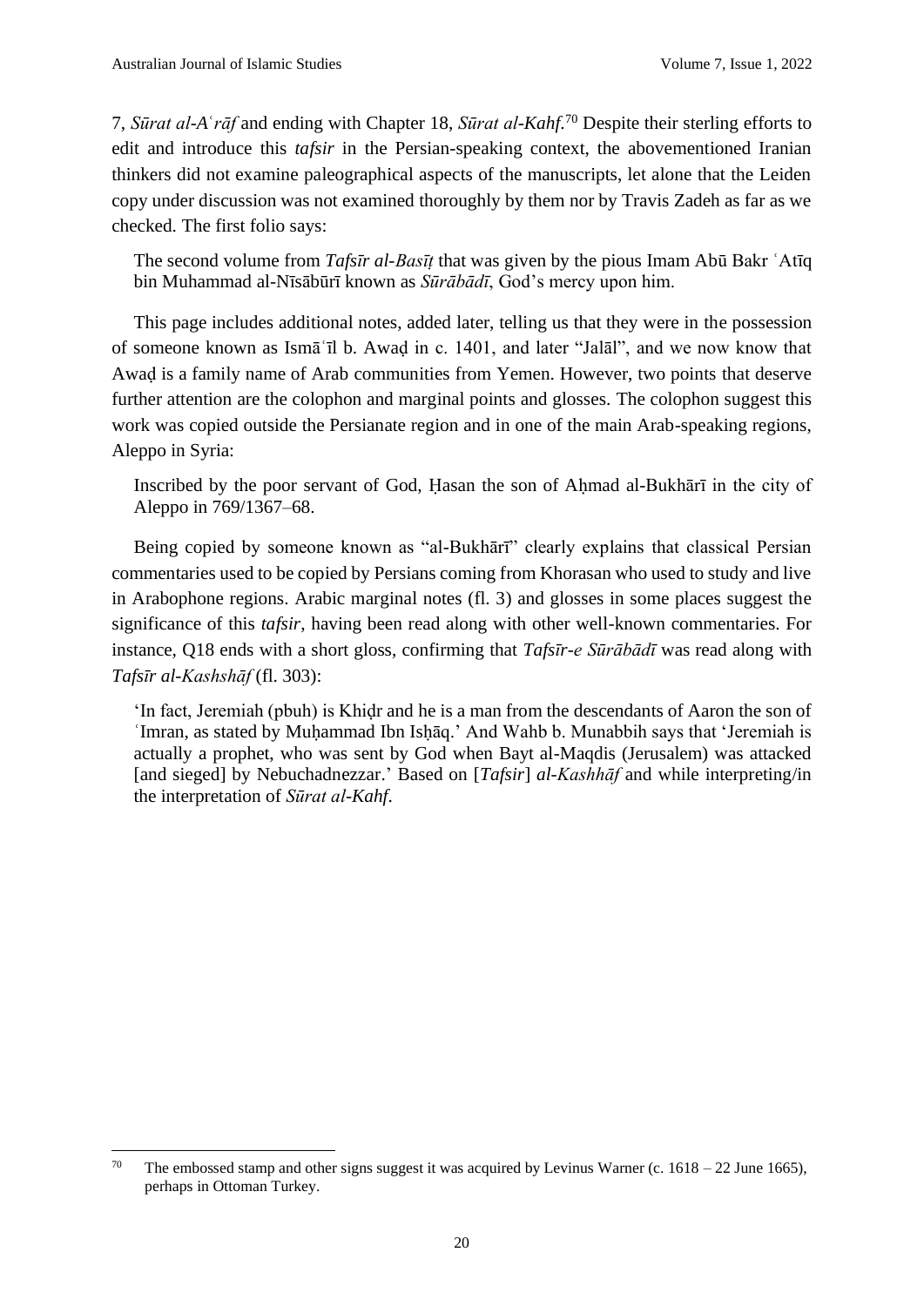7, *Sūrat al-Aʿrāf* and ending with Chapter 18, *Sūrat al-Kahf*.[70] Despite their sterling efforts to edit and introduce this *tafsir* in the Persian-speaking context, the abovementioned Iranian thinkers did not examine paleographical aspects of the manuscripts, let alone that the Leiden copy under discussion was not examined thoroughly by them nor by Travis Zadeh as far as we checked. The first folio says:

> The second volume from *Tafsīr al-Basīṭ* that was given by the pious Imam Abū Bakr ʿAtīq bin Muhammad al-Nīsābūrī known as *Sūrābādī*, God's mercy upon him.

This page includes additional notes, added later, telling us that they were in the possession of someone known as Ismāʿīl b. Awaḍ in c. 1401, and later "Jalāl", and we now know that Awaḍ is a family name of Arab communities from Yemen. However, two points that deserve further attention are the colophon and marginal points and glosses. The colophon suggest this work was copied outside the Persianate region and in one of the main Arab-speaking regions, Aleppo in Syria:

> Inscribed by the poor servant of God, Ḥasan the son of Aḥmad al-Bukhārī in the city of Aleppo in 769/1367–68.

Being copied by someone known as "al-Bukhārī" clearly explains that classical Persian commentaries used to be copied by Persians coming from Khorasan who used to study and live in Arabophone regions. Arabic marginal notes (fl. 3) and glosses in some places suggest the significance of this *tafsir*, having been read along with other well-known commentaries. For instance, Q18 ends with a short gloss, confirming that *Tafsīr-e Sūrābādī* was read along with *Tafsīr al-Kashshāf* (fl. 303):

> 'In fact, Jeremiah (pbuh) is Khiḍr and he is a man from the descendants of Aaron the son of ʿImran, as stated by Muḥammad Ibn Isḥāq.' And Wahb b. Munabbih says that 'Jeremiah is actually a prophet, who was sent by God when Bayt al-Maqdis (Jerusalem) was attacked [and sieged] by Nebuchadnezzar.' Based on [*Tafsir*] *al-Kashhāf* and while interpreting/in the interpretation of *Sūrat al-Kahf*.

---

[70] The embossed stamp and other signs suggest it was acquired by Levinus Warner (c. 1618 – 22 June 1665), perhaps in Ottoman Turkey.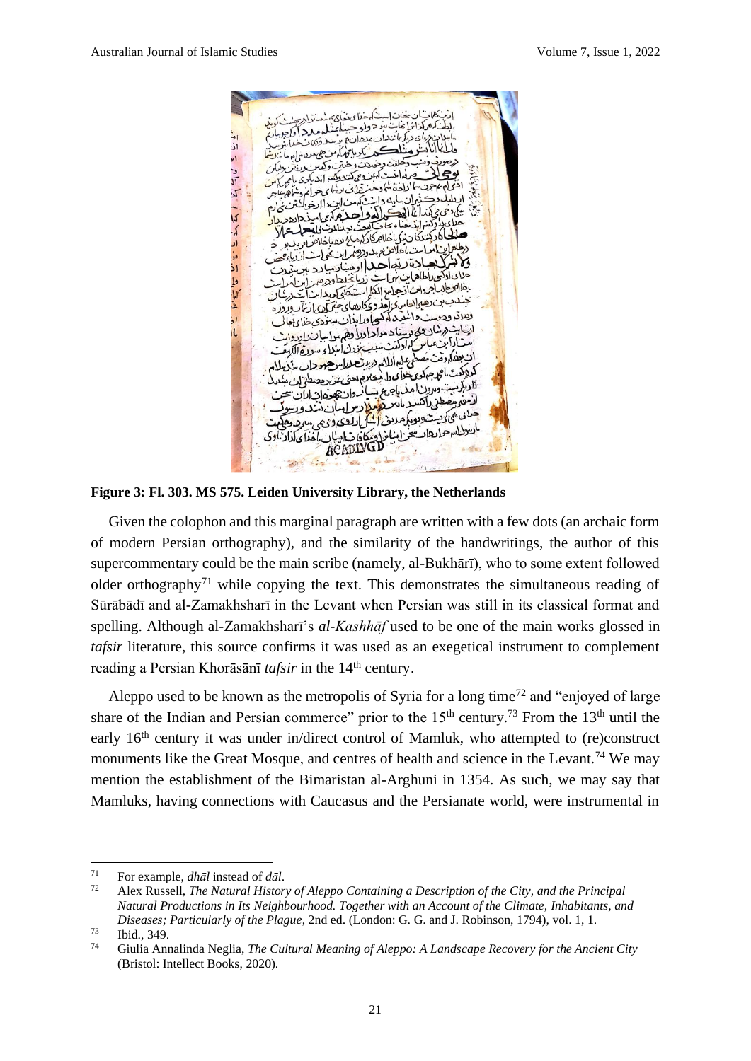**Figure 3: Fl. 303. MS 575. Leiden University Library, the Netherlands**

Given the colophon and this marginal paragraph are written with a few dots (an archaic form of modern Persian orthography), and the similarity of the handwritings, the author of this supercommentary could be the main scribe (namely, al-Bukhārī), who to some extent followed older orthography[71] while copying the text. This demonstrates the simultaneous reading of Sūrābādī and al-Zamakhsharī in the Levant when Persian was still in its classical format and spelling. Although al-Zamakhsharī's *al-Kashhāf* used to be one of the main works glossed in *tafsir* literature, this source confirms it was used as an exegetical instrument to complement reading a Persian Khorāsānī *tafsir* in the 14th century.

Aleppo used to be known as the metropolis of Syria for a long time[72] and "enjoyed of large share of the Indian and Persian commerce" prior to the 15th century.[73] From the 13th until the early 16th century it was under in/direct control of Mamluk, who attempted to (re)construct monuments like the Great Mosque, and centres of health and science in the Levant.[74] We may mention the establishment of the Bimaristan al-Arghuni in 1354. As such, we may say that Mamluks, having connections with Caucasus and the Persianate world, were instrumental in

---

[71] For example, *dhāl* instead of *dāl*.

[72] Alex Russell, *The Natural History of Aleppo Containing a Description of the City, and the Principal Natural Productions in Its Neighbourhood. Together with an Account of the Climate, Inhabitants, and Diseases; Particularly of the Plague*, 2nd ed. (London: G. G. and J. Robinson, 1794), vol. 1, 1.

[73] Ibid., 349.

[74] Giulia Annalinda Neglia, *The Cultural Meaning of Aleppo: A Landscape Recovery for the Ancient City* (Bristol: Intellect Books, 2020).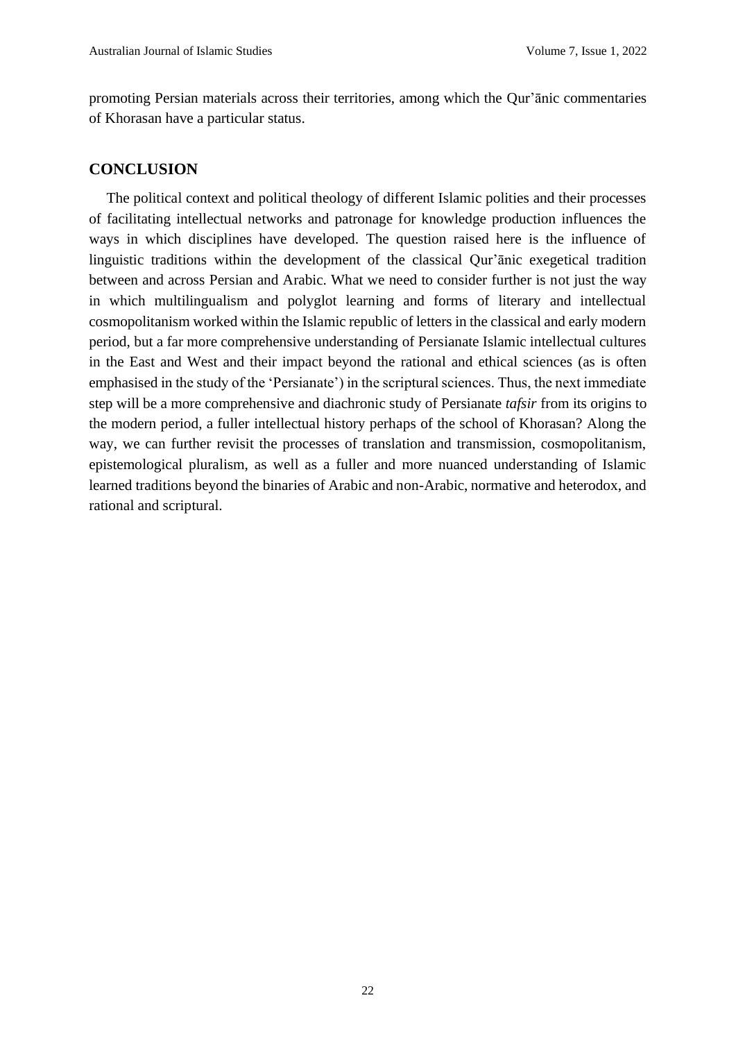promoting Persian materials across their territories, among which the Qur'ānic commentaries of Khorasan have a particular status.

## CONCLUSION

The political context and political theology of different Islamic polities and their processes of facilitating intellectual networks and patronage for knowledge production influences the ways in which disciplines have developed. The question raised here is the influence of linguistic traditions within the development of the classical Qur'ānic exegetical tradition between and across Persian and Arabic. What we need to consider further is not just the way in which multilingualism and polyglot learning and forms of literary and intellectual cosmopolitanism worked within the Islamic republic of letters in the classical and early modern period, but a far more comprehensive understanding of Persianate Islamic intellectual cultures in the East and West and their impact beyond the rational and ethical sciences (as is often emphasised in the study of the 'Persianate') in the scriptural sciences. Thus, the next immediate step will be a more comprehensive and diachronic study of Persianate *tafsir* from its origins to the modern period, a fuller intellectual history perhaps of the school of Khorasan? Along the way, we can further revisit the processes of translation and transmission, cosmopolitanism, epistemological pluralism, as well as a fuller and more nuanced understanding of Islamic learned traditions beyond the binaries of Arabic and non-Arabic, normative and heterodox, and rational and scriptural.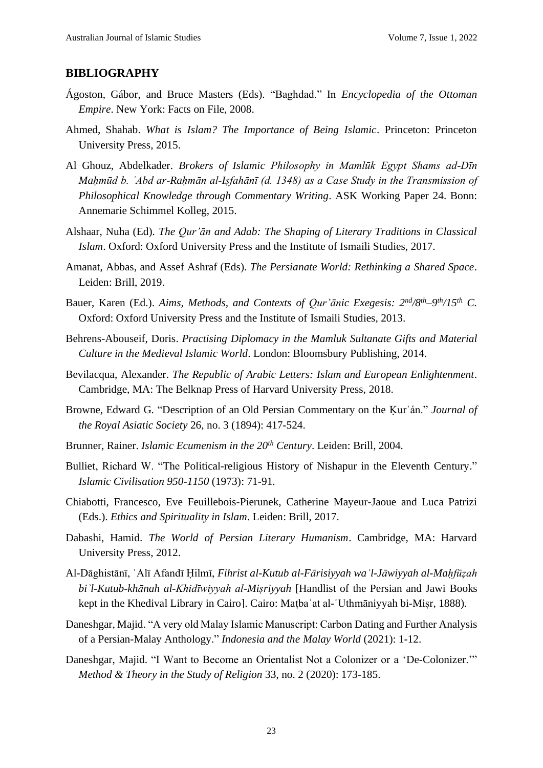## BIBLIOGRAPHY

Ágoston, Gábor, and Bruce Masters (Eds). "Baghdad." In *Encyclopedia of the Ottoman Empire*. New York: Facts on File, 2008.

Ahmed, Shahab. *What is Islam? The Importance of Being Islamic*. Princeton: Princeton University Press, 2015.

Al Ghouz, Abdelkader. *Brokers of Islamic Philosophy in Mamlūk Egypt Shams ad-Dīn Maḥmūd b. ʿAbd ar-Raḥmān al-Iṣfahānī (d. 1348) as a Case Study in the Transmission of Philosophical Knowledge through Commentary Writing*. ASK Working Paper 24. Bonn: Annemarie Schimmel Kolleg, 2015.

Alshaar, Nuha (Ed). *The Qurʾān and Adab: The Shaping of Literary Traditions in Classical Islam*. Oxford: Oxford University Press and the Institute of Ismaili Studies, 2017.

Amanat, Abbas, and Assef Ashraf (Eds). *The Persianate World: Rethinking a Shared Space*. Leiden: Brill, 2019.

Bauer, Karen (Ed.). *Aims, Methods, and Contexts of Qur'ānic Exegesis: 2nd/8th–9th/15th C.* Oxford: Oxford University Press and the Institute of Ismaili Studies, 2013.

Behrens-Abouseif, Doris. *Practising Diplomacy in the Mamluk Sultanate Gifts and Material Culture in the Medieval Islamic World*. London: Bloomsbury Publishing, 2014.

Bevilacqua, Alexander. *The Republic of Arabic Letters: Islam and European Enlightenment*. Cambridge, MA: The Belknap Press of Harvard University Press, 2018.

Browne, Edward G. "Description of an Old Persian Commentary on the Ḳurʾán." *Journal of the Royal Asiatic Society* 26, no. 3 (1894): 417-524.

Brunner, Rainer. *Islamic Ecumenism in the 20th Century*. Leiden: Brill, 2004.

Bulliet, Richard W. "The Political-religious History of Nishapur in the Eleventh Century." *Islamic Civilisation 950-1150* (1973): 71-91.

Chiabotti, Francesco, Eve Feuillebois-Pierunek, Catherine Mayeur-Jaoue and Luca Patrizi (Eds.). *Ethics and Spirituality in Islam*. Leiden: Brill, 2017.

Dabashi, Hamid. *The World of Persian Literary Humanism*. Cambridge, MA: Harvard University Press, 2012.

Al-Dāghistānī, ʿAlī Afandī Ḥilmī, *Fihrist al-Kutub al-Fārisiyyah waʾl-Jāwiyyah al-Maḥfūẓah biʾl-Kutub-khānah al-Khidīwiyyah al-Miṣriyyah* [Handlist of the Persian and Jawi Books kept in the Khedival Library in Cairo]. Cairo: Maṭbaʿat al-ʿUthmāniyyah bi-Miṣr, 1888).

Daneshgar, Majid. "A very old Malay Islamic Manuscript: Carbon Dating and Further Analysis of a Persian-Malay Anthology." *Indonesia and the Malay World* (2021): 1-12.

Daneshgar, Majid. "I Want to Become an Orientalist Not a Colonizer or a 'De-Colonizer.'" *Method & Theory in the Study of Religion* 33, no. 2 (2020): 173-185.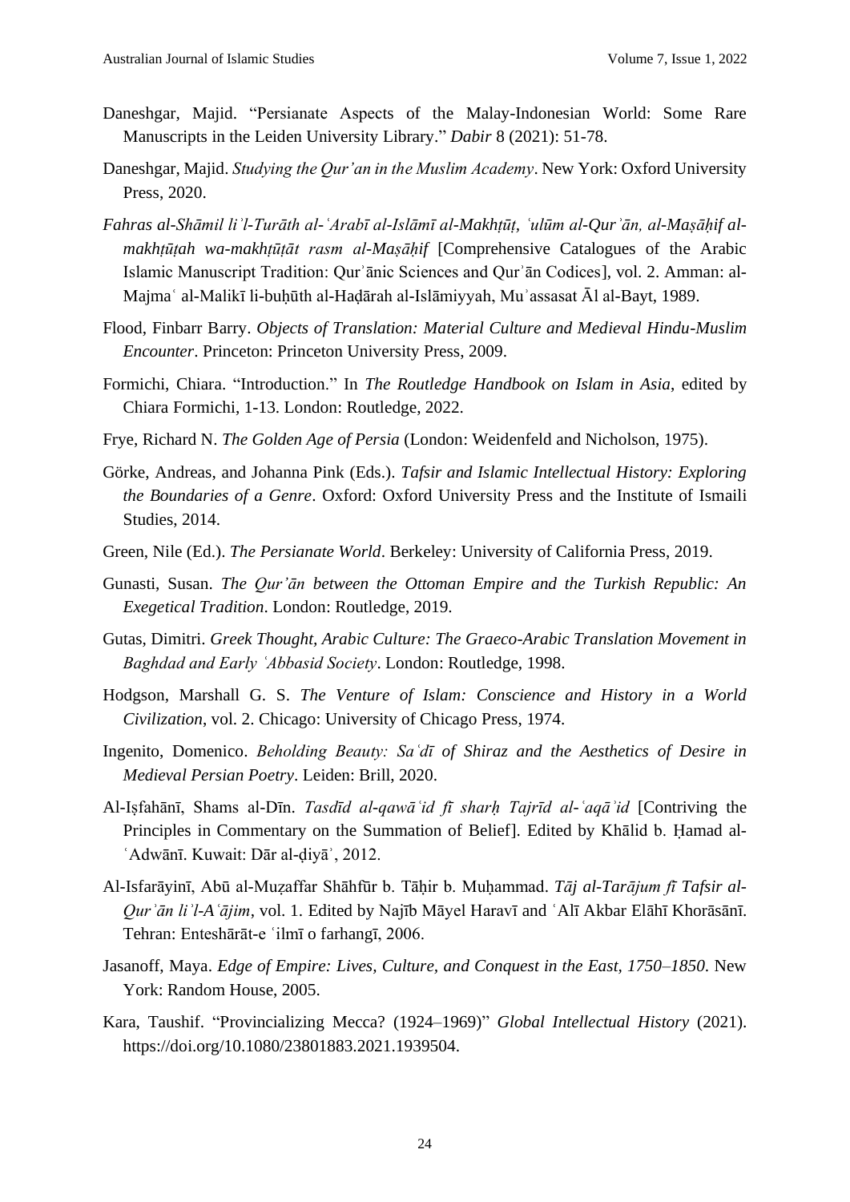Daneshgar, Majid. "Persianate Aspects of the Malay-Indonesian World: Some Rare Manuscripts in the Leiden University Library." *Dabir* 8 (2021): 51-78.

Daneshgar, Majid. *Studying the Qur'an in the Muslim Academy*. New York: Oxford University Press, 2020.

*Fahras al-Shāmil liʾl-Turāth al-ʿArabī al-Islāmī al-Makhṭūṭ, ʿulūm al-Qurʾān, al-Maṣāḥif al-makhṭūṭah wa-makhṭūṭāt rasm al-Maṣāḥif* [Comprehensive Catalogues of the Arabic Islamic Manuscript Tradition: Qurʾānic Sciences and Qurʾān Codices], vol. 2. Amman: al-Majmaʿ al-Malikī li-buḥūth al-Haḍārah al-Islāmiyyah, Muʾassasat Āl al-Bayt, 1989.

Flood, Finbarr Barry. *Objects of Translation: Material Culture and Medieval Hindu-Muslim Encounter*. Princeton: Princeton University Press, 2009.

Formichi, Chiara. "Introduction." In *The Routledge Handbook on Islam in Asia*, edited by Chiara Formichi, 1-13. London: Routledge, 2022.

Frye, Richard N. *The Golden Age of Persia* (London: Weidenfeld and Nicholson, 1975).

Görke, Andreas, and Johanna Pink (Eds.). *Tafsir and Islamic Intellectual History: Exploring the Boundaries of a Genre*. Oxford: Oxford University Press and the Institute of Ismaili Studies, 2014.

Green, Nile (Ed.). *The Persianate World*. Berkeley: University of California Press, 2019.

Gunasti, Susan. *The Qur'ān between the Ottoman Empire and the Turkish Republic: An Exegetical Tradition*. London: Routledge, 2019.

Gutas, Dimitri. *Greek Thought, Arabic Culture: The Graeco-Arabic Translation Movement in Baghdad and Early ʿAbbasid Society*. London: Routledge, 1998.

Hodgson, Marshall G. S. *The Venture of Islam: Conscience and History in a World Civilization*, vol. 2. Chicago: University of Chicago Press, 1974.

Ingenito, Domenico. *Beholding Beauty: Saʿdī of Shiraz and the Aesthetics of Desire in Medieval Persian Poetry*. Leiden: Brill, 2020.

Al-Iṣfahānī, Shams al-Dīn. *Tasdīd al-qawāʿid fī sharḥ Tajrīd al-ʿaqāʾid* [Contriving the Principles in Commentary on the Summation of Belief]. Edited by Khālid b. Ḥamad al-ʿAdwānī. Kuwait: Dār al-ḍiyāʾ, 2012.

Al-Isfarāyinī, Abū al-Muẓaffar Shāhfūr b. Ṭāḥir b. Muḥammad. *Tāj al-Tarājum fī Tafsir al-Qurʾān liʾl-Aʿājim*, vol. 1. Edited by Najīb Māyel Haravī and ʿAlī Akbar Elāhī Khorāsānī. Tehran: Enteshārāt-e ʿilmī o farhangī, 2006.

Jasanoff, Maya. *Edge of Empire: Lives, Culture, and Conquest in the East, 1750–1850*. New York: Random House, 2005.

Kara, Taushif. "Provincializing Mecca? (1924–1969)" *Global Intellectual History* (2021). https://doi.org/10.1080/23801883.2021.1939504.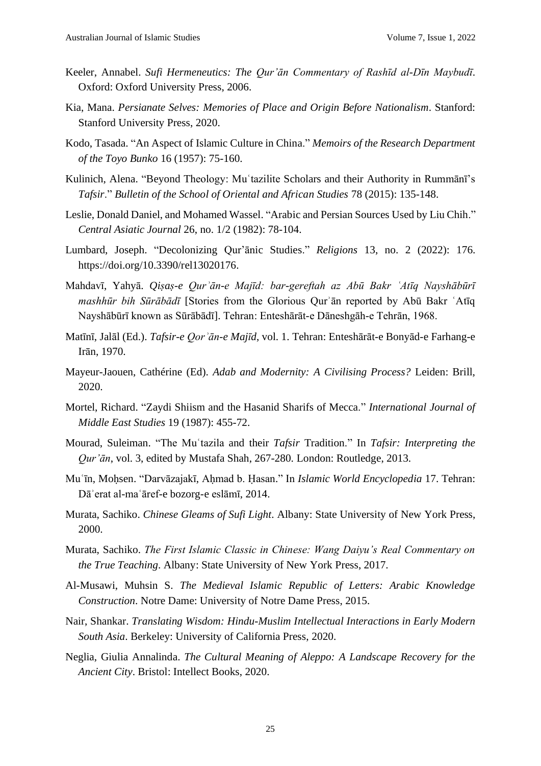Keeler, Annabel. *Sufi Hermeneutics: The Qur'ān Commentary of Rashīd al-Dīn Maybudī*. Oxford: Oxford University Press, 2006.

Kia, Mana. *Persianate Selves: Memories of Place and Origin Before Nationalism*. Stanford: Stanford University Press, 2020.

Kodo, Tasada. "An Aspect of Islamic Culture in China." *Memoirs of the Research Department of the Toyo Bunko* 16 (1957): 75-160.

Kulinich, Alena. "Beyond Theology: Muʿtazilite Scholars and their Authority in Rummānī's *Tafsir*." *Bulletin of the School of Oriental and African Studies* 78 (2015): 135-148.

Leslie, Donald Daniel, and Mohamed Wassel. "Arabic and Persian Sources Used by Liu Chih." *Central Asiatic Journal* 26, no. 1/2 (1982): 78-104.

Lumbard, Joseph. "Decolonizing Qur'ānic Studies." *Religions* 13, no. 2 (2022): 176. https://doi.org/10.3390/rel13020176.

Mahdavī, Yahyā. *Qiṣaṣ-e Qurʾān-e Majīd: bar-gereftah az Abū Bakr ʿAtīq Nayshābūrī mashhūr bih Sūrābādī* [Stories from the Glorious Qurʾān reported by Abū Bakr ʿAtīq Nayshābūrī known as Sūrābādī]. Tehran: Enteshārāt-e Dāneshgāh-e Tehrān, 1968.

Matīnī, Jalāl (Ed.). *Tafsir-e Qorʾān-e Majīd*, vol. 1. Tehran: Enteshārāt-e Bonyād-e Farhang-e Irān, 1970.

Mayeur-Jaouen, Cathérine (Ed). *Adab and Modernity: A Civilising Process?* Leiden: Brill, 2020.

Mortel, Richard. "Zaydi Shiism and the Hasanid Sharifs of Mecca." *International Journal of Middle East Studies* 19 (1987): 455-72.

Mourad, Suleiman. "The Muʿtazila and their *Tafsir* Tradition." In *Tafsir: Interpreting the Qur'ān*, vol. 3, edited by Mustafa Shah, 267-280. London: Routledge, 2013.

Muʿīn, Moḥsen. "Darvāzajakī, Aḥmad b. Ḥasan." In *Islamic World Encyclopedia* 17. Tehran: Dāʾerat al-maʿāref-e bozorg-e eslāmī, 2014.

Murata, Sachiko. *Chinese Gleams of Sufi Light*. Albany: State University of New York Press, 2000.

Murata, Sachiko. *The First Islamic Classic in Chinese: Wang Daiyu's Real Commentary on the True Teaching*. Albany: State University of New York Press, 2017.

Al-Musawi, Muhsin S. *The Medieval Islamic Republic of Letters: Arabic Knowledge Construction*. Notre Dame: University of Notre Dame Press, 2015.

Nair, Shankar. *Translating Wisdom: Hindu-Muslim Intellectual Interactions in Early Modern South Asia*. Berkeley: University of California Press, 2020.

Neglia, Giulia Annalinda. *The Cultural Meaning of Aleppo: A Landscape Recovery for the Ancient City*. Bristol: Intellect Books, 2020.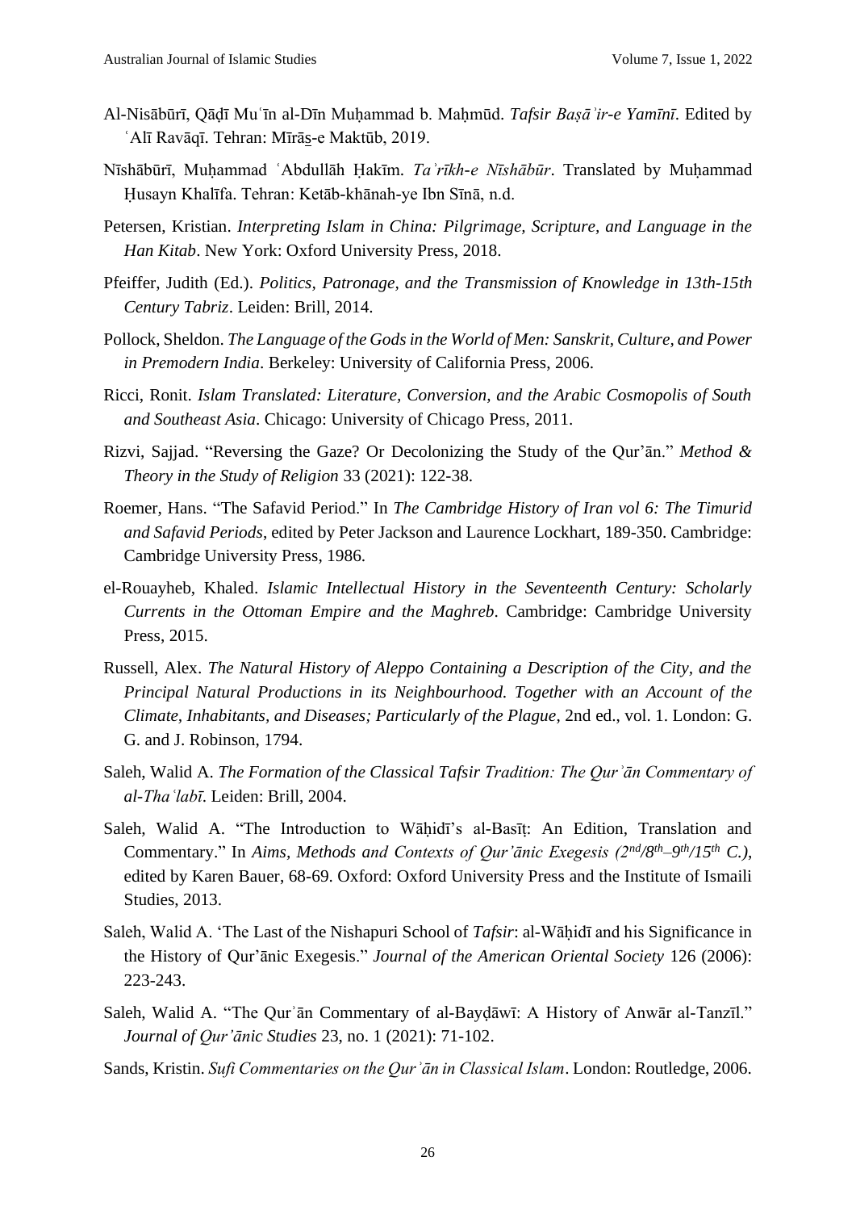Al-Nisābūrī, Qāḍī Muʿīn al-Dīn Muḥammad b. Maḥmūd. *Tafsir Baṣāʾir-e Yamīnī*. Edited by ʿAlī Ravāqī. Tehran: Mīrāṯ-e Maktūb, 2019.

Nīshābūrī, Muḥammad ʿAbdullāh Ḥakīm. *Taʾrīkh-e Nīshābūr*. Translated by Muḥammad Ḥusayn Khalīfa. Tehran: Ketāb-khānah-ye Ibn Sīnā, n.d.

Petersen, Kristian. *Interpreting Islam in China: Pilgrimage, Scripture, and Language in the Han Kitab*. New York: Oxford University Press, 2018.

Pfeiffer, Judith (Ed.). *Politics, Patronage, and the Transmission of Knowledge in 13th-15th Century Tabriz*. Leiden: Brill, 2014.

Pollock, Sheldon. *The Language of the Gods in the World of Men: Sanskrit, Culture, and Power in Premodern India*. Berkeley: University of California Press, 2006.

Ricci, Ronit. *Islam Translated: Literature, Conversion, and the Arabic Cosmopolis of South and Southeast Asia*. Chicago: University of Chicago Press, 2011.

Rizvi, Sajjad. "Reversing the Gaze? Or Decolonizing the Study of the Qur'ān." *Method & Theory in the Study of Religion* 33 (2021): 122-38.

Roemer, Hans. "The Safavid Period." In *The Cambridge History of Iran vol 6: The Timurid and Safavid Periods*, edited by Peter Jackson and Laurence Lockhart, 189-350. Cambridge: Cambridge University Press, 1986.

el-Rouayheb, Khaled. *Islamic Intellectual History in the Seventeenth Century: Scholarly Currents in the Ottoman Empire and the Maghreb*. Cambridge: Cambridge University Press, 2015.

Russell, Alex. *The Natural History of Aleppo Containing a Description of the City, and the Principal Natural Productions in its Neighbourhood. Together with an Account of the Climate, Inhabitants, and Diseases; Particularly of the Plague*, 2nd ed., vol. 1. London: G. G. and J. Robinson, 1794.

Saleh, Walid A. *The Formation of the Classical Tafsir Tradition: The Qurʾān Commentary of al-Thaʿlabī*. Leiden: Brill, 2004.

Saleh, Walid A. "The Introduction to Wāḥidī's al-Basīṭ: An Edition, Translation and Commentary." In *Aims, Methods and Contexts of Qur'ānic Exegesis (2nd/8th–9th/15th C.)*, edited by Karen Bauer, 68-69. Oxford: Oxford University Press and the Institute of Ismaili Studies, 2013.

Saleh, Walid A. 'The Last of the Nishapuri School of *Tafsir*: al-Wāḥidī and his Significance in the History of Qur'ānic Exegesis." *Journal of the American Oriental Society* 126 (2006): 223-243.

Saleh, Walid A. "The Qurʾān Commentary of al-Bayḍāwī: A History of Anwār al-Tanzīl." *Journal of Qur'ānic Studies* 23, no. 1 (2021): 71-102.

Sands, Kristin. *Sufi Commentaries on the Qurʾān in Classical Islam*. London: Routledge, 2006.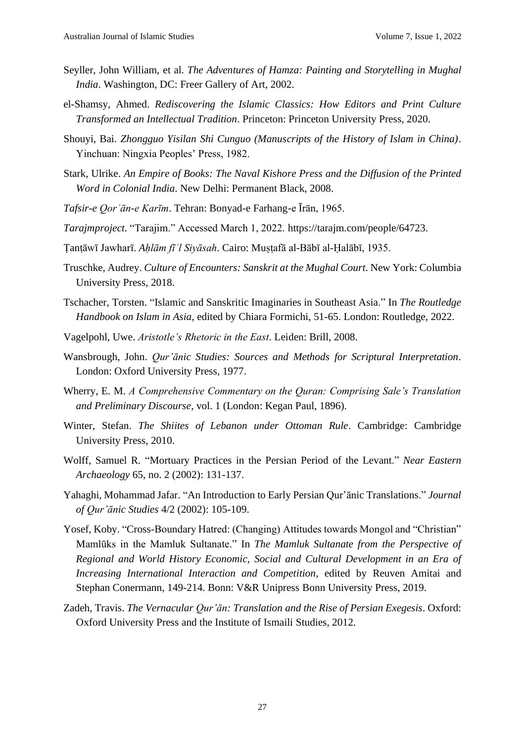Seyller, John William, et al. *The Adventures of Hamza: Painting and Storytelling in Mughal India*. Washington, DC: Freer Gallery of Art, 2002.

el-Shamsy, Ahmed. *Rediscovering the Islamic Classics: How Editors and Print Culture Transformed an Intellectual Tradition*. Princeton: Princeton University Press, 2020.

Shouyi, Bai. *Zhongguo Yisilan Shi Cunguo (Manuscripts of the History of Islam in China)*. Yinchuan: Ningxia Peoples' Press, 1982.

Stark, Ulrike. *An Empire of Books: The Naval Kishore Press and the Diffusion of the Printed Word in Colonial India*. New Delhi: Permanent Black, 2008.

*Tafsir-e Qorʾān-e Karīm*. Tehran: Bonyad-e Farhang-e Īrān, 1965.

*Tarajmproject*. "Tarajim." Accessed March 1, 2022. https://tarajm.com/people/64723.

Ṭanṭāwī Jawharī. *Aḥlām fīʾl Siyāsah*. Cairo: Muṣṭafā al-Bābī al-Ḥalābī, 1935.

Truschke, Audrey. *Culture of Encounters: Sanskrit at the Mughal Court*. New York: Columbia University Press, 2018.

Tschacher, Torsten. "Islamic and Sanskritic Imaginaries in Southeast Asia." In *The Routledge Handbook on Islam in Asia*, edited by Chiara Formichi, 51-65. London: Routledge, 2022.

Vagelpohl, Uwe. *Aristotle's Rhetoric in the East*. Leiden: Brill, 2008.

Wansbrough, John. *Qur'ānic Studies: Sources and Methods for Scriptural Interpretation*. London: Oxford University Press, 1977.

Wherry, E. M. *A Comprehensive Commentary on the Quran: Comprising Sale's Translation and Preliminary Discourse*, vol. 1 (London: Kegan Paul, 1896).

Winter, Stefan. *The Shiites of Lebanon under Ottoman Rule*. Cambridge: Cambridge University Press, 2010.

Wolff, Samuel R. "Mortuary Practices in the Persian Period of the Levant." *Near Eastern Archaeology* 65, no. 2 (2002): 131-137.

Yahaghi, Mohammad Jafar. "An Introduction to Early Persian Qur'ānic Translations." *Journal of Qur'ānic Studies* 4/2 (2002): 105-109.

Yosef, Koby. "Cross-Boundary Hatred: (Changing) Attitudes towards Mongol and "Christian" Mamlūks in the Mamluk Sultanate." In *The Mamluk Sultanate from the Perspective of Regional and World History Economic, Social and Cultural Development in an Era of Increasing International Interaction and Competition*, edited by Reuven Amitai and Stephan Conermann, 149-214. Bonn: V&R Unipress Bonn University Press, 2019.

Zadeh, Travis. *The Vernacular Qur'ān: Translation and the Rise of Persian Exegesis*. Oxford: Oxford University Press and the Institute of Ismaili Studies, 2012.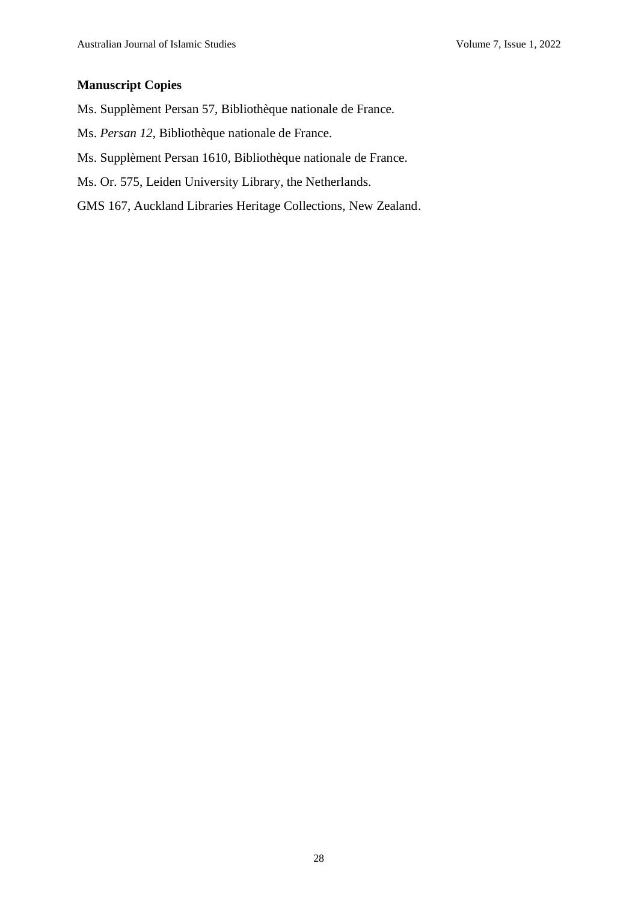**Manuscript Copies**

Ms. Supplèment Persan 57, Bibliothèque nationale de France.

Ms. *Persan 12*, Bibliothèque nationale de France.

Ms. Supplèment Persan 1610, Bibliothèque nationale de France.

Ms. Or. 575, Leiden University Library, the Netherlands.

GMS 167, Auckland Libraries Heritage Collections, New Zealand.